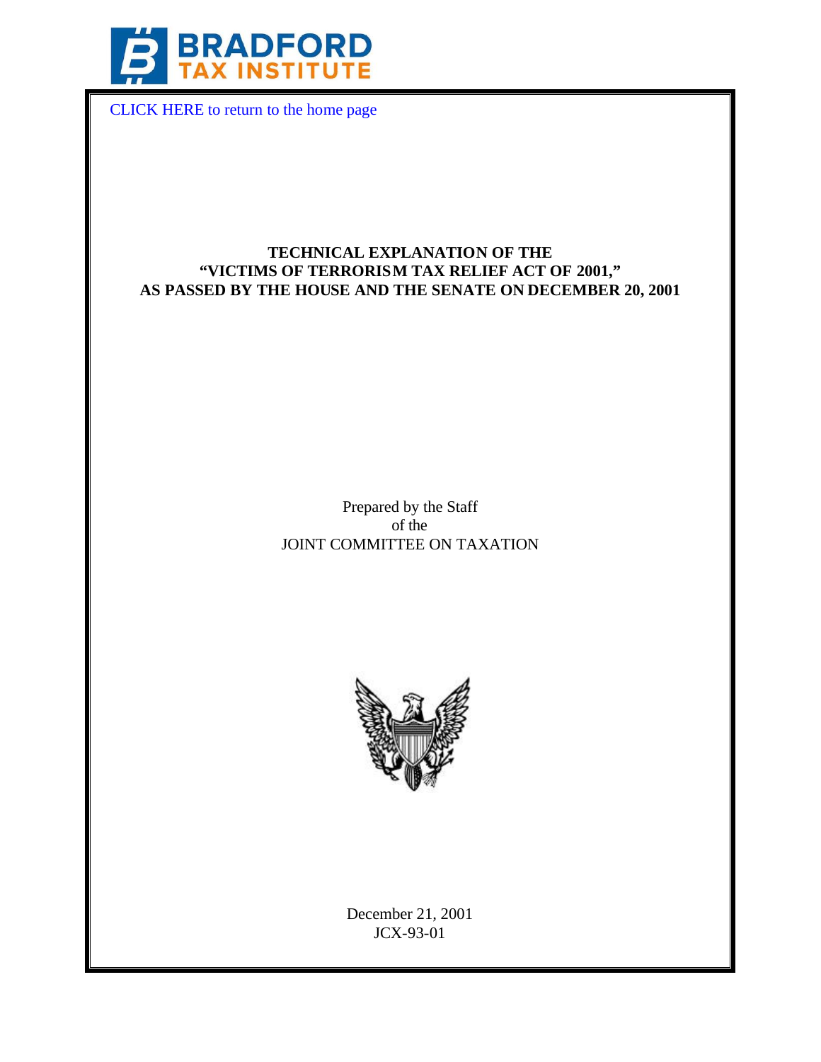BRADFORD TAX INSTITUTE

CLICK HERE to return to the home page

# TECHNICAL EXPLANATION OF THE "VICTIMS OF TERRORISM TAX RELIEF ACT OF 2001," AS PASSED BY THE HOUSE AND THE SENATE ON DECEMBER 20, 2001

Prepared by the Staff
of the
JOINT COMMITTEE ON TAXATION

December 21, 2001
JCX-93-01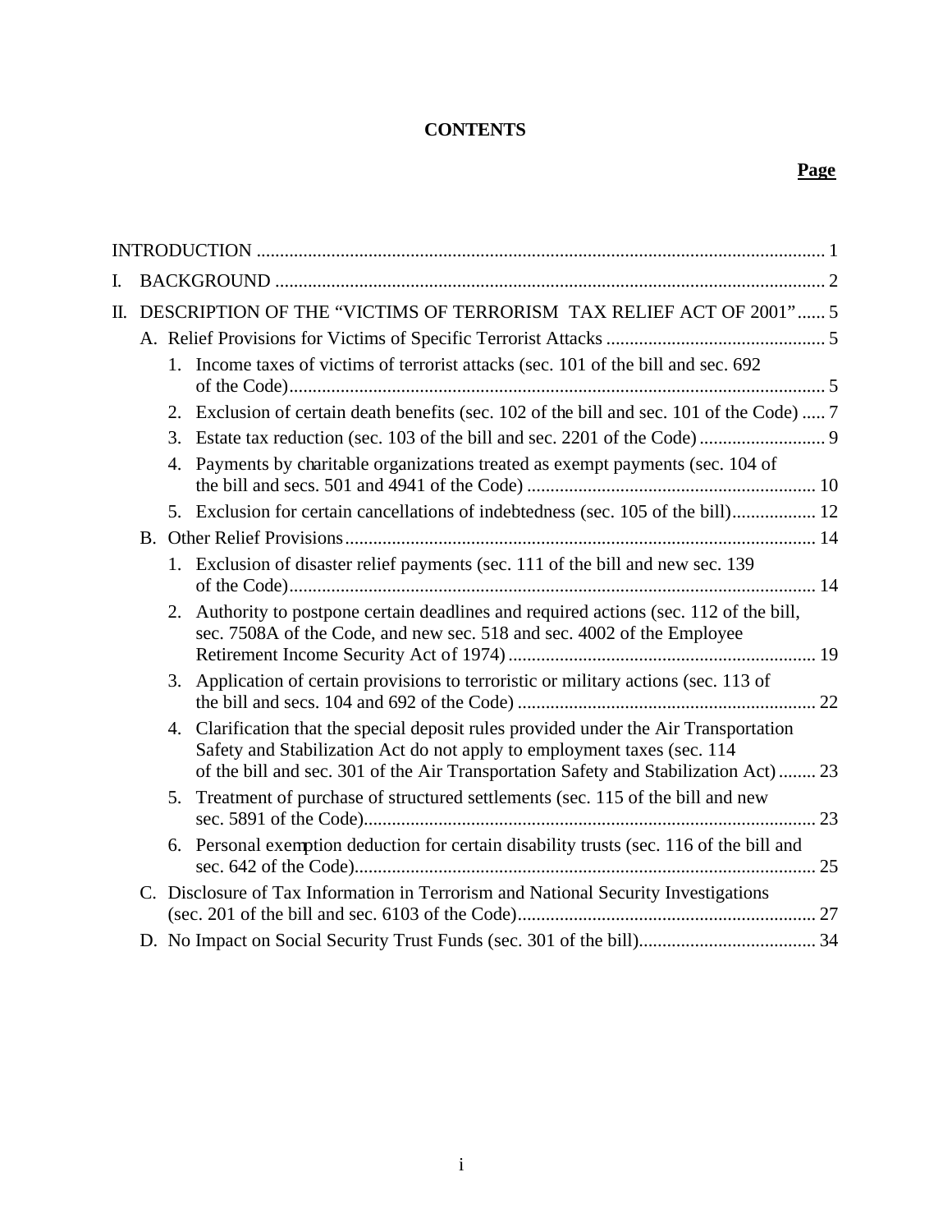# CONTENTS

**Page**

INTRODUCTION ........................................................................................................................ 1

I. BACKGROUND ..................................................................................................................... 2

II. DESCRIPTION OF THE "VICTIMS OF TERRORISM TAX RELIEF ACT OF 2001" ...... 5

A. Relief Provisions for Victims of Specific Terrorist Attacks ............................................... 5

1. Income taxes of victims of terrorist attacks (sec. 101 of the bill and sec. 692 of the Code)................................................................................................................... 5
2. Exclusion of certain death benefits (sec. 102 of the bill and sec. 101 of the Code) ..... 7
3. Estate tax reduction (sec. 103 of the bill and sec. 2201 of the Code)........................... 9
4. Payments by charitable organizations treated as exempt payments (sec. 104 of the bill and secs. 501 and 4941 of the Code) ............................................................. 10
5. Exclusion for certain cancellations of indebtedness (sec. 105 of the bill).................. 12

B. Other Relief Provisions.................................................................................................... 14

1. Exclusion of disaster relief payments (sec. 111 of the bill and new sec. 139 of the Code)................................................................................................................ 14
2. Authority to postpone certain deadlines and required actions (sec. 112 of the bill, sec. 7508A of the Code, and new sec. 518 and sec. 4002 of the Employee Retirement Income Security Act of 1974) ................................................................. 19
3. Application of certain provisions to terroristic or military actions (sec. 113 of the bill and secs. 104 and 692 of the Code) ............................................................... 22
4. Clarification that the special deposit rules provided under the Air Transportation Safety and Stabilization Act do not apply to employment taxes (sec. 114 of the bill and sec. 301 of the Air Transportation Safety and Stabilization Act) ........ 23
5. Treatment of purchase of structured settlements (sec. 115 of the bill and new sec. 5891 of the Code)................................................................................................ 23
6. Personal exemption deduction for certain disability trusts (sec. 116 of the bill and sec. 642 of the Code).................................................................................................. 25

C. Disclosure of Tax Information in Terrorism and National Security Investigations (sec. 201 of the bill and sec. 6103 of the Code)............................................................... 27

D. No Impact on Social Security Trust Funds (sec. 301 of the bill)...................................... 34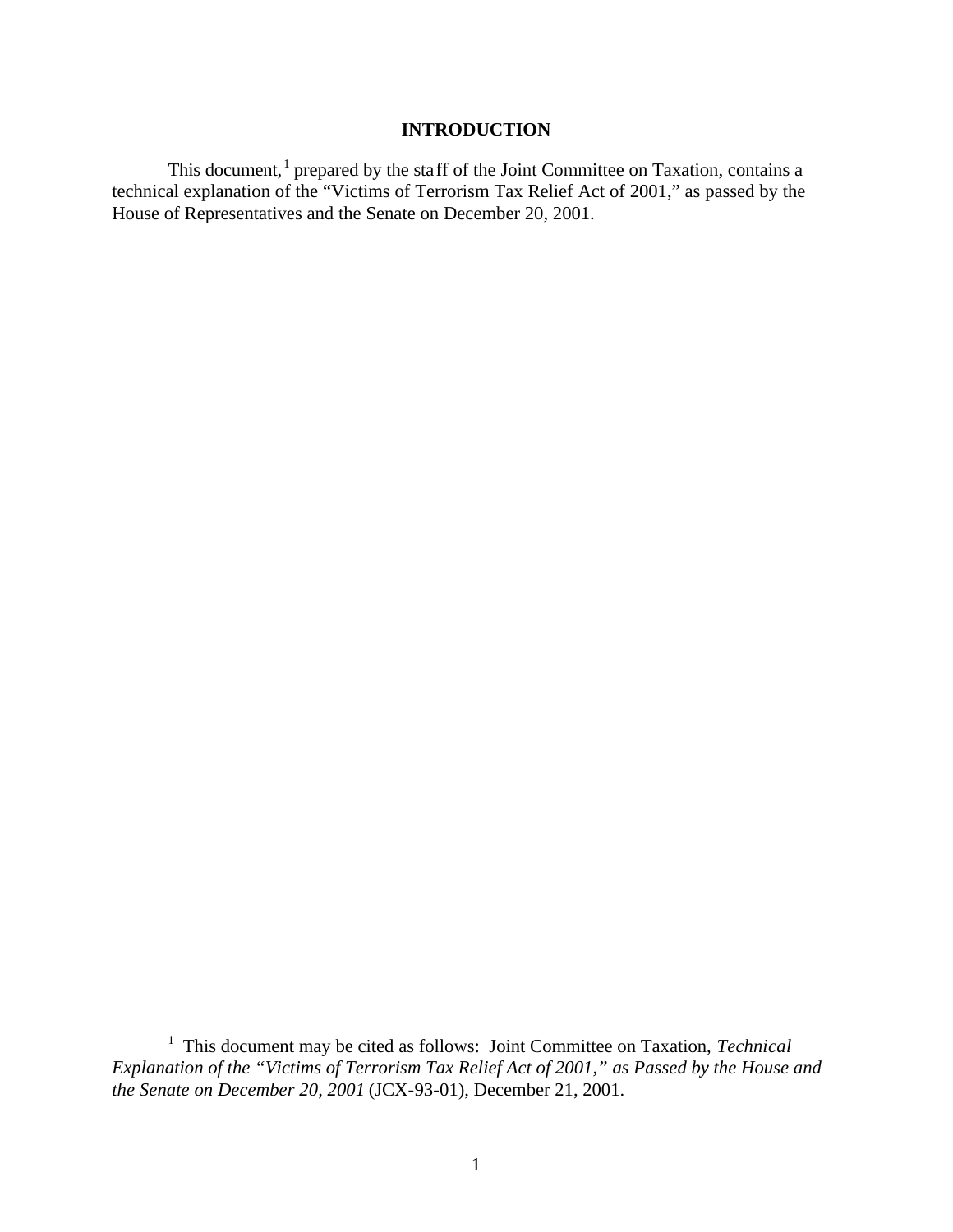# INTRODUCTION

This document,[1] prepared by the staff of the Joint Committee on Taxation, contains a technical explanation of the "Victims of Terrorism Tax Relief Act of 2001," as passed by the House of Representatives and the Senate on December 20, 2001.

---

[1] This document may be cited as follows: Joint Committee on Taxation, *Technical Explanation of the "Victims of Terrorism Tax Relief Act of 2001," as Passed by the House and the Senate on December 20, 2001* (JCX-93-01), December 21, 2001.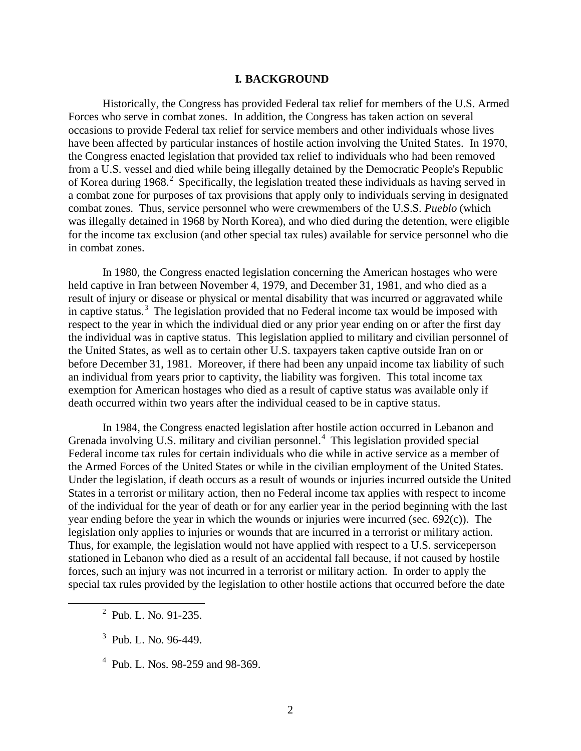## I. BACKGROUND

Historically, the Congress has provided Federal tax relief for members of the U.S. Armed Forces who serve in combat zones. In addition, the Congress has taken action on several occasions to provide Federal tax relief for service members and other individuals whose lives have been affected by particular instances of hostile action involving the United States. In 1970, the Congress enacted legislation that provided tax relief to individuals who had been removed from a U.S. vessel and died while being illegally detained by the Democratic People's Republic of Korea during 1968.[2] Specifically, the legislation treated these individuals as having served in a combat zone for purposes of tax provisions that apply only to individuals serving in designated combat zones. Thus, service personnel who were crewmembers of the U.S.S. *Pueblo* (which was illegally detained in 1968 by North Korea), and who died during the detention, were eligible for the income tax exclusion (and other special tax rules) available for service personnel who die in combat zones.

In 1980, the Congress enacted legislation concerning the American hostages who were held captive in Iran between November 4, 1979, and December 31, 1981, and who died as a result of injury or disease or physical or mental disability that was incurred or aggravated while in captive status.[3] The legislation provided that no Federal income tax would be imposed with respect to the year in which the individual died or any prior year ending on or after the first day the individual was in captive status. This legislation applied to military and civilian personnel of the United States, as well as to certain other U.S. taxpayers taken captive outside Iran on or before December 31, 1981. Moreover, if there had been any unpaid income tax liability of such an individual from years prior to captivity, the liability was forgiven. This total income tax exemption for American hostages who died as a result of captive status was available only if death occurred within two years after the individual ceased to be in captive status.

In 1984, the Congress enacted legislation after hostile action occurred in Lebanon and Grenada involving U.S. military and civilian personnel.[4] This legislation provided special Federal income tax rules for certain individuals who die while in active service as a member of the Armed Forces of the United States or while in the civilian employment of the United States. Under the legislation, if death occurs as a result of wounds or injuries incurred outside the United States in a terrorist or military action, then no Federal income tax applies with respect to income of the individual for the year of death or for any earlier year in the period beginning with the last year ending before the year in which the wounds or injuries were incurred (sec. 692(c)). The legislation only applies to injuries or wounds that are incurred in a terrorist or military action. Thus, for example, the legislation would not have applied with respect to a U.S. serviceperson stationed in Lebanon who died as a result of an accidental fall because, if not caused by hostile forces, such an injury was not incurred in a terrorist or military action. In order to apply the special tax rules provided by the legislation to other hostile actions that occurred before the date

[2] Pub. L. No. 91-235.

[3] Pub. L. No. 96-449.

[4] Pub. L. Nos. 98-259 and 98-369.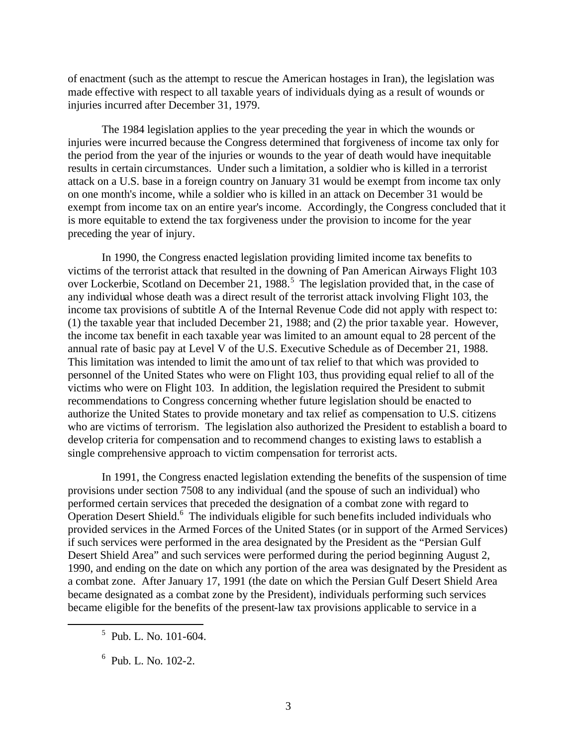of enactment (such as the attempt to rescue the American hostages in Iran), the legislation was made effective with respect to all taxable years of individuals dying as a result of wounds or injuries incurred after December 31, 1979.

The 1984 legislation applies to the year preceding the year in which the wounds or injuries were incurred because the Congress determined that forgiveness of income tax only for the period from the year of the injuries or wounds to the year of death would have inequitable results in certain circumstances. Under such a limitation, a soldier who is killed in a terrorist attack on a U.S. base in a foreign country on January 31 would be exempt from income tax only on one month's income, while a soldier who is killed in an attack on December 31 would be exempt from income tax on an entire year's income. Accordingly, the Congress concluded that it is more equitable to extend the tax forgiveness under the provision to income for the year preceding the year of injury.

In 1990, the Congress enacted legislation providing limited income tax benefits to victims of the terrorist attack that resulted in the downing of Pan American Airways Flight 103 over Lockerbie, Scotland on December 21, 1988.[5] The legislation provided that, in the case of any individual whose death was a direct result of the terrorist attack involving Flight 103, the income tax provisions of subtitle A of the Internal Revenue Code did not apply with respect to: (1) the taxable year that included December 21, 1988; and (2) the prior taxable year. However, the income tax benefit in each taxable year was limited to an amount equal to 28 percent of the annual rate of basic pay at Level V of the U.S. Executive Schedule as of December 21, 1988. This limitation was intended to limit the amount of tax relief to that which was provided to personnel of the United States who were on Flight 103, thus providing equal relief to all of the victims who were on Flight 103. In addition, the legislation required the President to submit recommendations to Congress concerning whether future legislation should be enacted to authorize the United States to provide monetary and tax relief as compensation to U.S. citizens who are victims of terrorism. The legislation also authorized the President to establish a board to develop criteria for compensation and to recommend changes to existing laws to establish a single comprehensive approach to victim compensation for terrorist acts.

In 1991, the Congress enacted legislation extending the benefits of the suspension of time provisions under section 7508 to any individual (and the spouse of such an individual) who performed certain services that preceded the designation of a combat zone with regard to Operation Desert Shield.[6] The individuals eligible for such benefits included individuals who provided services in the Armed Forces of the United States (or in support of the Armed Services) if such services were performed in the area designated by the President as the "Persian Gulf Desert Shield Area" and such services were performed during the period beginning August 2, 1990, and ending on the date on which any portion of the area was designated by the President as a combat zone. After January 17, 1991 (the date on which the Persian Gulf Desert Shield Area became designated as a combat zone by the President), individuals performing such services became eligible for the benefits of the present-law tax provisions applicable to service in a

---

[5] Pub. L. No. 101-604.

[6] Pub. L. No. 102-2.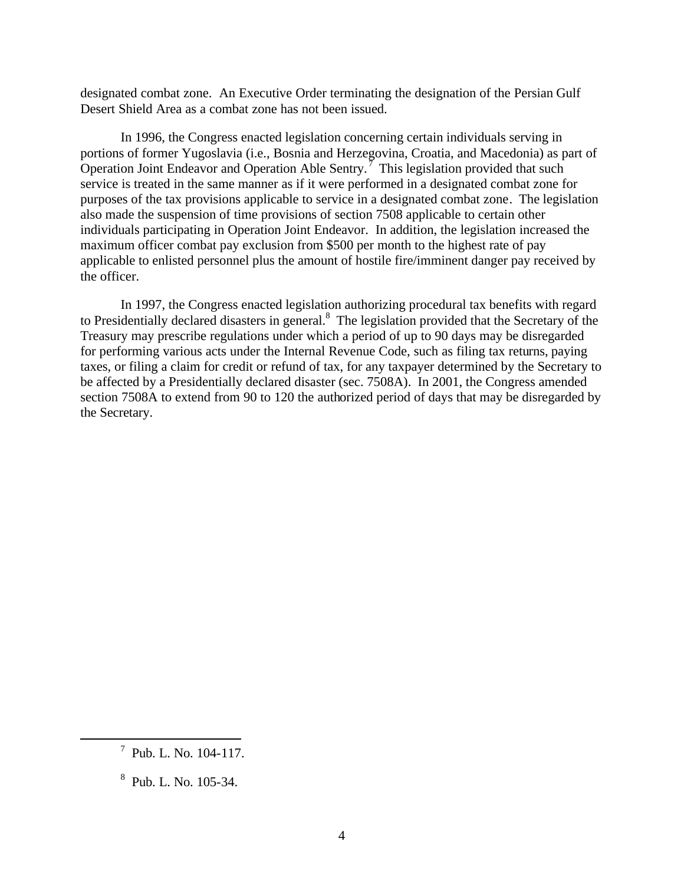designated combat zone. An Executive Order terminating the designation of the Persian Gulf Desert Shield Area as a combat zone has not been issued.

In 1996, the Congress enacted legislation concerning certain individuals serving in portions of former Yugoslavia (i.e., Bosnia and Herzegovina, Croatia, and Macedonia) as part of Operation Joint Endeavor and Operation Able Sentry.[7] This legislation provided that such service is treated in the same manner as if it were performed in a designated combat zone for purposes of the tax provisions applicable to service in a designated combat zone. The legislation also made the suspension of time provisions of section 7508 applicable to certain other individuals participating in Operation Joint Endeavor. In addition, the legislation increased the maximum officer combat pay exclusion from $500 per month to the highest rate of pay applicable to enlisted personnel plus the amount of hostile fire/imminent danger pay received by the officer.

In 1997, the Congress enacted legislation authorizing procedural tax benefits with regard to Presidentially declared disasters in general.[8] The legislation provided that the Secretary of the Treasury may prescribe regulations under which a period of up to 90 days may be disregarded for performing various acts under the Internal Revenue Code, such as filing tax returns, paying taxes, or filing a claim for credit or refund of tax, for any taxpayer determined by the Secretary to be affected by a Presidentially declared disaster (sec. 7508A). In 2001, the Congress amended section 7508A to extend from 90 to 120 the authorized period of days that may be disregarded by the Secretary.

---

[7] Pub. L. No. 104-117.

[8] Pub. L. No. 105-34.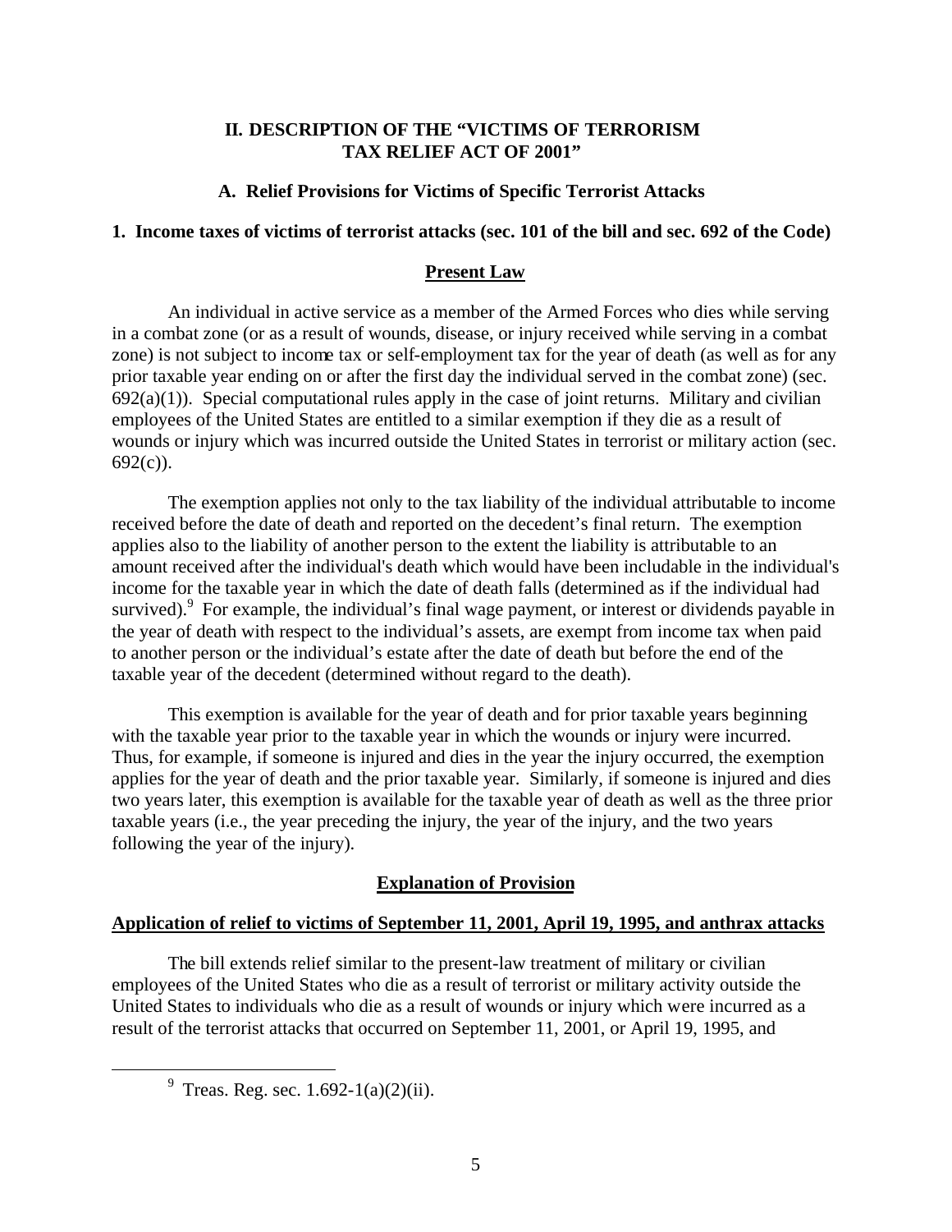## II. DESCRIPTION OF THE "VICTIMS OF TERRORISM TAX RELIEF ACT OF 2001"

### A. Relief Provisions for Victims of Specific Terrorist Attacks

#### 1. Income taxes of victims of terrorist attacks (sec. 101 of the bill and sec. 692 of the Code)

**Present Law**

An individual in active service as a member of the Armed Forces who dies while serving in a combat zone (or as a result of wounds, disease, or injury received while serving in a combat zone) is not subject to income tax or self-employment tax for the year of death (as well as for any prior taxable year ending on or after the first day the individual served in the combat zone) (sec. 692(a)(1)). Special computational rules apply in the case of joint returns. Military and civilian employees of the United States are entitled to a similar exemption if they die as a result of wounds or injury which was incurred outside the United States in terrorist or military action (sec. 692(c)).

The exemption applies not only to the tax liability of the individual attributable to income received before the date of death and reported on the decedent's final return. The exemption applies also to the liability of another person to the extent the liability is attributable to an amount received after the individual's death which would have been includable in the individual's income for the taxable year in which the date of death falls (determined as if the individual had survived).[9] For example, the individual's final wage payment, or interest or dividends payable in the year of death with respect to the individual's assets, are exempt from income tax when paid to another person or the individual's estate after the date of death but before the end of the taxable year of the decedent (determined without regard to the death).

This exemption is available for the year of death and for prior taxable years beginning with the taxable year prior to the taxable year in which the wounds or injury were incurred. Thus, for example, if someone is injured and dies in the year the injury occurred, the exemption applies for the year of death and the prior taxable year. Similarly, if someone is injured and dies two years later, this exemption is available for the taxable year of death as well as the three prior taxable years (i.e., the year preceding the injury, the year of the injury, and the two years following the year of the injury).

**Explanation of Provision**

**Application of relief to victims of September 11, 2001, April 19, 1995, and anthrax attacks**

The bill extends relief similar to the present-law treatment of military or civilian employees of the United States who die as a result of terrorist or military activity outside the United States to individuals who die as a result of wounds or injury which were incurred as a result of the terrorist attacks that occurred on September 11, 2001, or April 19, 1995, and

[9] Treas. Reg. sec. 1.692-1(a)(2)(ii).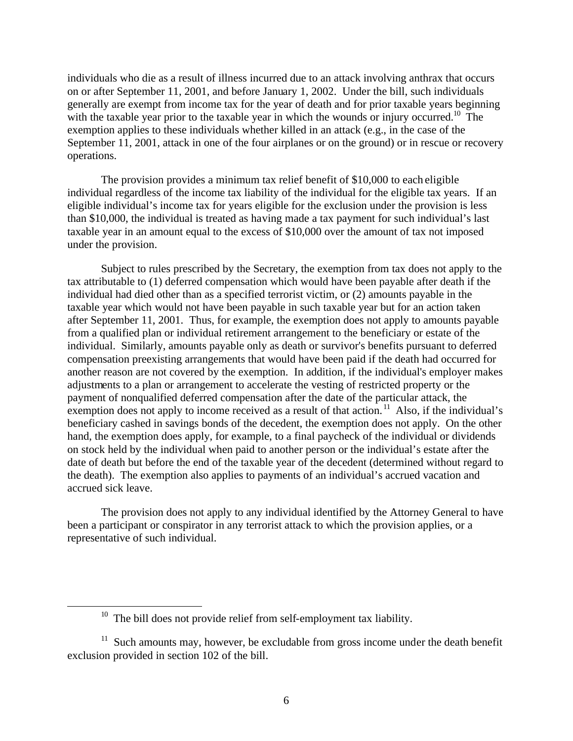individuals who die as a result of illness incurred due to an attack involving anthrax that occurs on or after September 11, 2001, and before January 1, 2002. Under the bill, such individuals generally are exempt from income tax for the year of death and for prior taxable years beginning with the taxable year prior to the taxable year in which the wounds or injury occurred.[10] The exemption applies to these individuals whether killed in an attack (e.g., in the case of the September 11, 2001, attack in one of the four airplanes or on the ground) or in rescue or recovery operations.

The provision provides a minimum tax relief benefit of $10,000 to each eligible individual regardless of the income tax liability of the individual for the eligible tax years. If an eligible individual's income tax for years eligible for the exclusion under the provision is less than $10,000, the individual is treated as having made a tax payment for such individual's last taxable year in an amount equal to the excess of $10,000 over the amount of tax not imposed under the provision.

Subject to rules prescribed by the Secretary, the exemption from tax does not apply to the tax attributable to (1) deferred compensation which would have been payable after death if the individual had died other than as a specified terrorist victim, or (2) amounts payable in the taxable year which would not have been payable in such taxable year but for an action taken after September 11, 2001. Thus, for example, the exemption does not apply to amounts payable from a qualified plan or individual retirement arrangement to the beneficiary or estate of the individual. Similarly, amounts payable only as death or survivor's benefits pursuant to deferred compensation preexisting arrangements that would have been paid if the death had occurred for another reason are not covered by the exemption. In addition, if the individual's employer makes adjustments to a plan or arrangement to accelerate the vesting of restricted property or the payment of nonqualified deferred compensation after the date of the particular attack, the exemption does not apply to income received as a result of that action.[11] Also, if the individual's beneficiary cashed in savings bonds of the decedent, the exemption does not apply. On the other hand, the exemption does apply, for example, to a final paycheck of the individual or dividends on stock held by the individual when paid to another person or the individual's estate after the date of death but before the end of the taxable year of the decedent (determined without regard to the death). The exemption also applies to payments of an individual's accrued vacation and accrued sick leave.

The provision does not apply to any individual identified by the Attorney General to have been a participant or conspirator in any terrorist attack to which the provision applies, or a representative of such individual.

---

[10] The bill does not provide relief from self-employment tax liability.

[11] Such amounts may, however, be excludable from gross income under the death benefit exclusion provided in section 102 of the bill.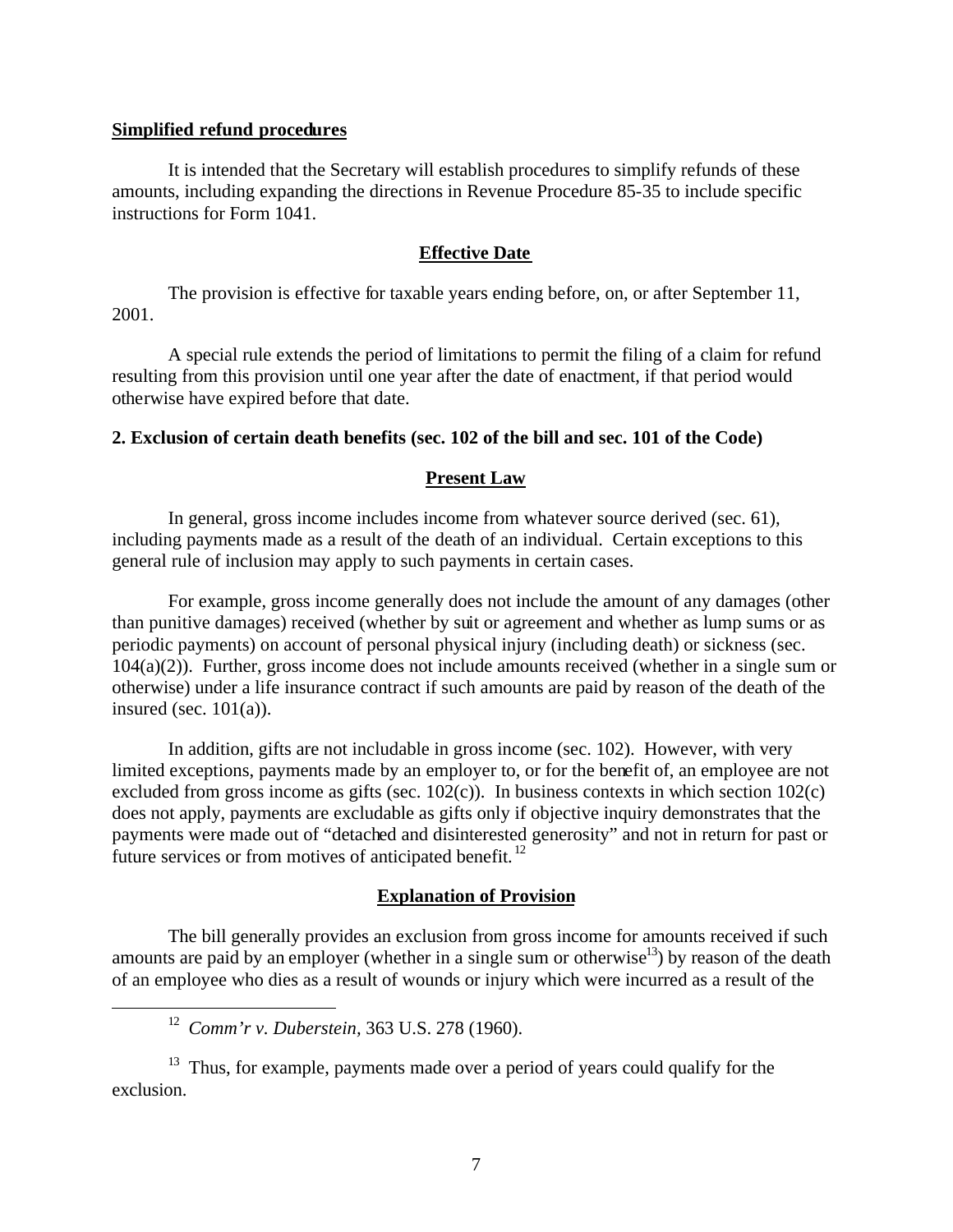**Simplified refund procedures**

It is intended that the Secretary will establish procedures to simplify refunds of these amounts, including expanding the directions in Revenue Procedure 85-35 to include specific instructions for Form 1041.

**Effective Date**

The provision is effective for taxable years ending before, on, or after September 11, 2001.

A special rule extends the period of limitations to permit the filing of a claim for refund resulting from this provision until one year after the date of enactment, if that period would otherwise have expired before that date.

**2. Exclusion of certain death benefits (sec. 102 of the bill and sec. 101 of the Code)**

**Present Law**

In general, gross income includes income from whatever source derived (sec. 61), including payments made as a result of the death of an individual. Certain exceptions to this general rule of inclusion may apply to such payments in certain cases.

For example, gross income generally does not include the amount of any damages (other than punitive damages) received (whether by suit or agreement and whether as lump sums or as periodic payments) on account of personal physical injury (including death) or sickness (sec. 104(a)(2)). Further, gross income does not include amounts received (whether in a single sum or otherwise) under a life insurance contract if such amounts are paid by reason of the death of the insured (sec. 101(a)).

In addition, gifts are not includable in gross income (sec. 102). However, with very limited exceptions, payments made by an employer to, or for the benefit of, an employee are not excluded from gross income as gifts (sec. 102(c)). In business contexts in which section 102(c) does not apply, payments are excludable as gifts only if objective inquiry demonstrates that the payments were made out of "detached and disinterested generosity" and not in return for past or future services or from motives of anticipated benefit.[12]

**Explanation of Provision**

The bill generally provides an exclusion from gross income for amounts received if such amounts are paid by an employer (whether in a single sum or otherwise[13]) by reason of the death of an employee who dies as a result of wounds or injury which were incurred as a result of the

---

[12] *Comm'r v. Duberstein*, 363 U.S. 278 (1960).

[13] Thus, for example, payments made over a period of years could qualify for the exclusion.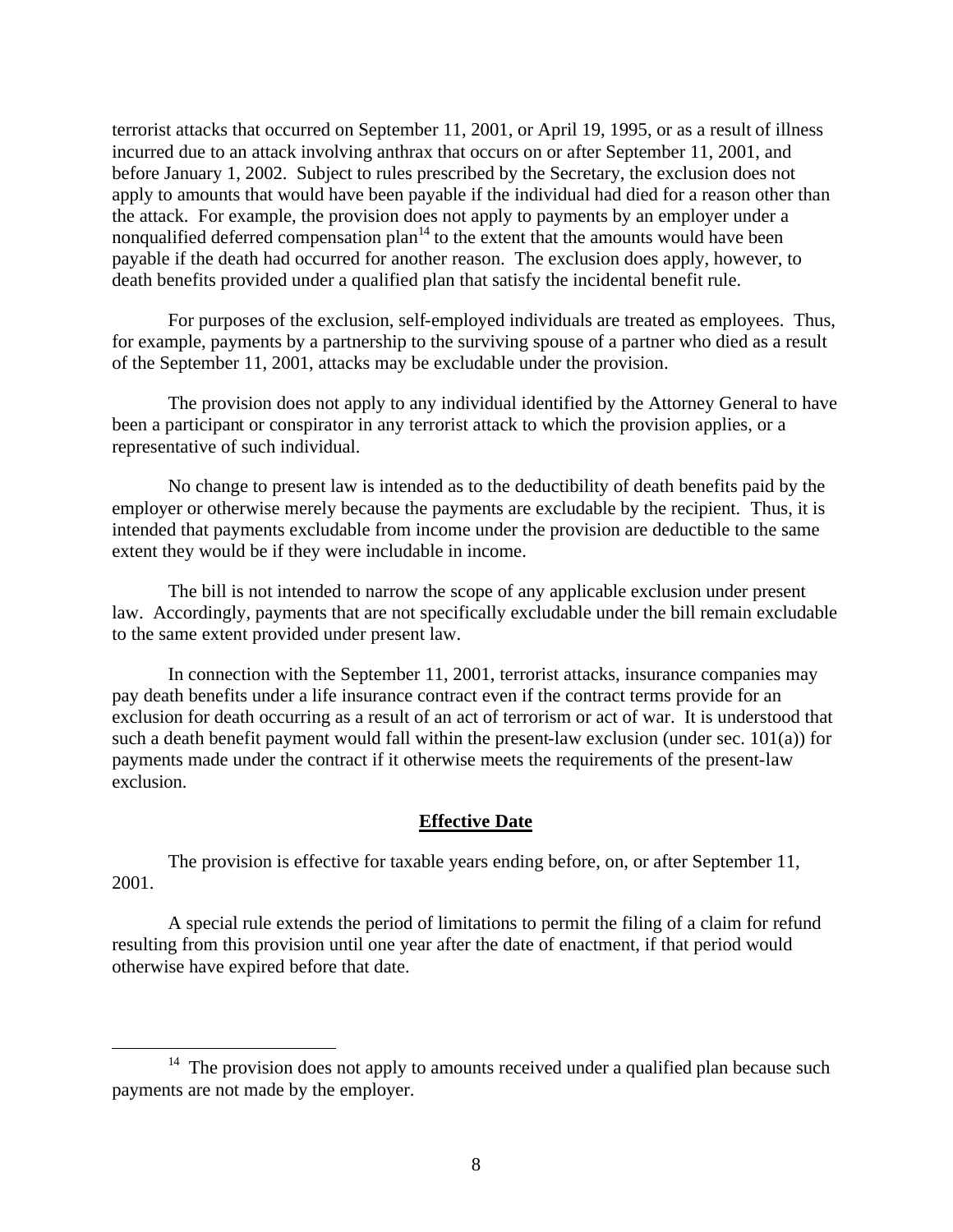terrorist attacks that occurred on September 11, 2001, or April 19, 1995, or as a result of illness incurred due to an attack involving anthrax that occurs on or after September 11, 2001, and before January 1, 2002. Subject to rules prescribed by the Secretary, the exclusion does not apply to amounts that would have been payable if the individual had died for a reason other than the attack. For example, the provision does not apply to payments by an employer under a nonqualified deferred compensation plan[14] to the extent that the amounts would have been payable if the death had occurred for another reason. The exclusion does apply, however, to death benefits provided under a qualified plan that satisfy the incidental benefit rule.

For purposes of the exclusion, self-employed individuals are treated as employees. Thus, for example, payments by a partnership to the surviving spouse of a partner who died as a result of the September 11, 2001, attacks may be excludable under the provision.

The provision does not apply to any individual identified by the Attorney General to have been a participant or conspirator in any terrorist attack to which the provision applies, or a representative of such individual.

No change to present law is intended as to the deductibility of death benefits paid by the employer or otherwise merely because the payments are excludable by the recipient. Thus, it is intended that payments excludable from income under the provision are deductible to the same extent they would be if they were includable in income.

The bill is not intended to narrow the scope of any applicable exclusion under present law. Accordingly, payments that are not specifically excludable under the bill remain excludable to the same extent provided under present law.

In connection with the September 11, 2001, terrorist attacks, insurance companies may pay death benefits under a life insurance contract even if the contract terms provide for an exclusion for death occurring as a result of an act of terrorism or act of war. It is understood that such a death benefit payment would fall within the present-law exclusion (under sec. 101(a)) for payments made under the contract if it otherwise meets the requirements of the present-law exclusion.

## Effective Date

The provision is effective for taxable years ending before, on, or after September 11, 2001.

A special rule extends the period of limitations to permit the filing of a claim for refund resulting from this provision until one year after the date of enactment, if that period would otherwise have expired before that date.

[14] The provision does not apply to amounts received under a qualified plan because such payments are not made by the employer.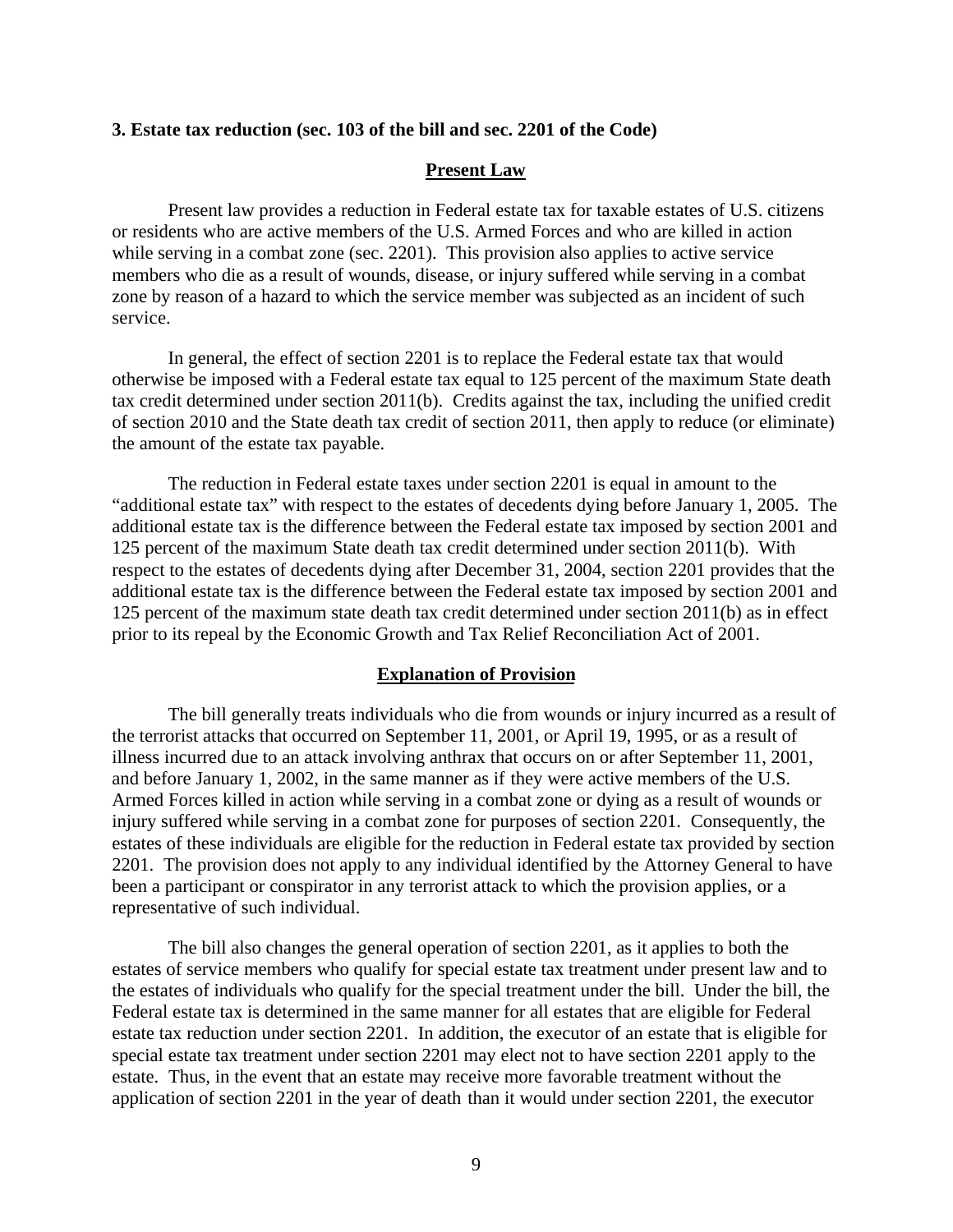### 3. Estate tax reduction (sec. 103 of the bill and sec. 2201 of the Code)

#### Present Law

Present law provides a reduction in Federal estate tax for taxable estates of U.S. citizens or residents who are active members of the U.S. Armed Forces and who are killed in action while serving in a combat zone (sec. 2201). This provision also applies to active service members who die as a result of wounds, disease, or injury suffered while serving in a combat zone by reason of a hazard to which the service member was subjected as an incident of such service.

In general, the effect of section 2201 is to replace the Federal estate tax that would otherwise be imposed with a Federal estate tax equal to 125 percent of the maximum State death tax credit determined under section 2011(b). Credits against the tax, including the unified credit of section 2010 and the State death tax credit of section 2011, then apply to reduce (or eliminate) the amount of the estate tax payable.

The reduction in Federal estate taxes under section 2201 is equal in amount to the "additional estate tax" with respect to the estates of decedents dying before January 1, 2005. The additional estate tax is the difference between the Federal estate tax imposed by section 2001 and 125 percent of the maximum State death tax credit determined under section 2011(b). With respect to the estates of decedents dying after December 31, 2004, section 2201 provides that the additional estate tax is the difference between the Federal estate tax imposed by section 2001 and 125 percent of the maximum state death tax credit determined under section 2011(b) as in effect prior to its repeal by the Economic Growth and Tax Relief Reconciliation Act of 2001.

#### Explanation of Provision

The bill generally treats individuals who die from wounds or injury incurred as a result of the terrorist attacks that occurred on September 11, 2001, or April 19, 1995, or as a result of illness incurred due to an attack involving anthrax that occurs on or after September 11, 2001, and before January 1, 2002, in the same manner as if they were active members of the U.S. Armed Forces killed in action while serving in a combat zone or dying as a result of wounds or injury suffered while serving in a combat zone for purposes of section 2201. Consequently, the estates of these individuals are eligible for the reduction in Federal estate tax provided by section 2201. The provision does not apply to any individual identified by the Attorney General to have been a participant or conspirator in any terrorist attack to which the provision applies, or a representative of such individual.

The bill also changes the general operation of section 2201, as it applies to both the estates of service members who qualify for special estate tax treatment under present law and to the estates of individuals who qualify for the special treatment under the bill. Under the bill, the Federal estate tax is determined in the same manner for all estates that are eligible for Federal estate tax reduction under section 2201. In addition, the executor of an estate that is eligible for special estate tax treatment under section 2201 may elect not to have section 2201 apply to the estate. Thus, in the event that an estate may receive more favorable treatment without the application of section 2201 in the year of death than it would under section 2201, the executor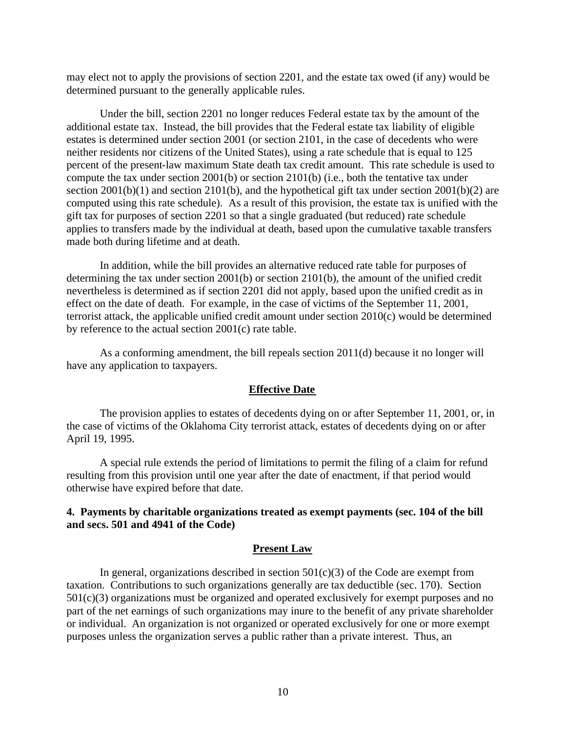may elect not to apply the provisions of section 2201, and the estate tax owed (if any) would be determined pursuant to the generally applicable rules.

Under the bill, section 2201 no longer reduces Federal estate tax by the amount of the additional estate tax. Instead, the bill provides that the Federal estate tax liability of eligible estates is determined under section 2001 (or section 2101, in the case of decedents who were neither residents nor citizens of the United States), using a rate schedule that is equal to 125 percent of the present-law maximum State death tax credit amount. This rate schedule is used to compute the tax under section 2001(b) or section 2101(b) (i.e., both the tentative tax under section 2001(b)(1) and section 2101(b), and the hypothetical gift tax under section 2001(b)(2) are computed using this rate schedule). As a result of this provision, the estate tax is unified with the gift tax for purposes of section 2201 so that a single graduated (but reduced) rate schedule applies to transfers made by the individual at death, based upon the cumulative taxable transfers made both during lifetime and at death.

In addition, while the bill provides an alternative reduced rate table for purposes of determining the tax under section 2001(b) or section 2101(b), the amount of the unified credit nevertheless is determined as if section 2201 did not apply, based upon the unified credit as in effect on the date of death. For example, in the case of victims of the September 11, 2001, terrorist attack, the applicable unified credit amount under section 2010(c) would be determined by reference to the actual section 2001(c) rate table.

As a conforming amendment, the bill repeals section 2011(d) because it no longer will have any application to taxpayers.

### Effective Date

The provision applies to estates of decedents dying on or after September 11, 2001, or, in the case of victims of the Oklahoma City terrorist attack, estates of decedents dying on or after April 19, 1995.

A special rule extends the period of limitations to permit the filing of a claim for refund resulting from this provision until one year after the date of enactment, if that period would otherwise have expired before that date.

## 4. Payments by charitable organizations treated as exempt payments (sec. 104 of the bill and secs. 501 and 4941 of the Code)

### Present Law

In general, organizations described in section 501(c)(3) of the Code are exempt from taxation. Contributions to such organizations generally are tax deductible (sec. 170). Section 501(c)(3) organizations must be organized and operated exclusively for exempt purposes and no part of the net earnings of such organizations may inure to the benefit of any private shareholder or individual. An organization is not organized or operated exclusively for one or more exempt purposes unless the organization serves a public rather than a private interest. Thus, an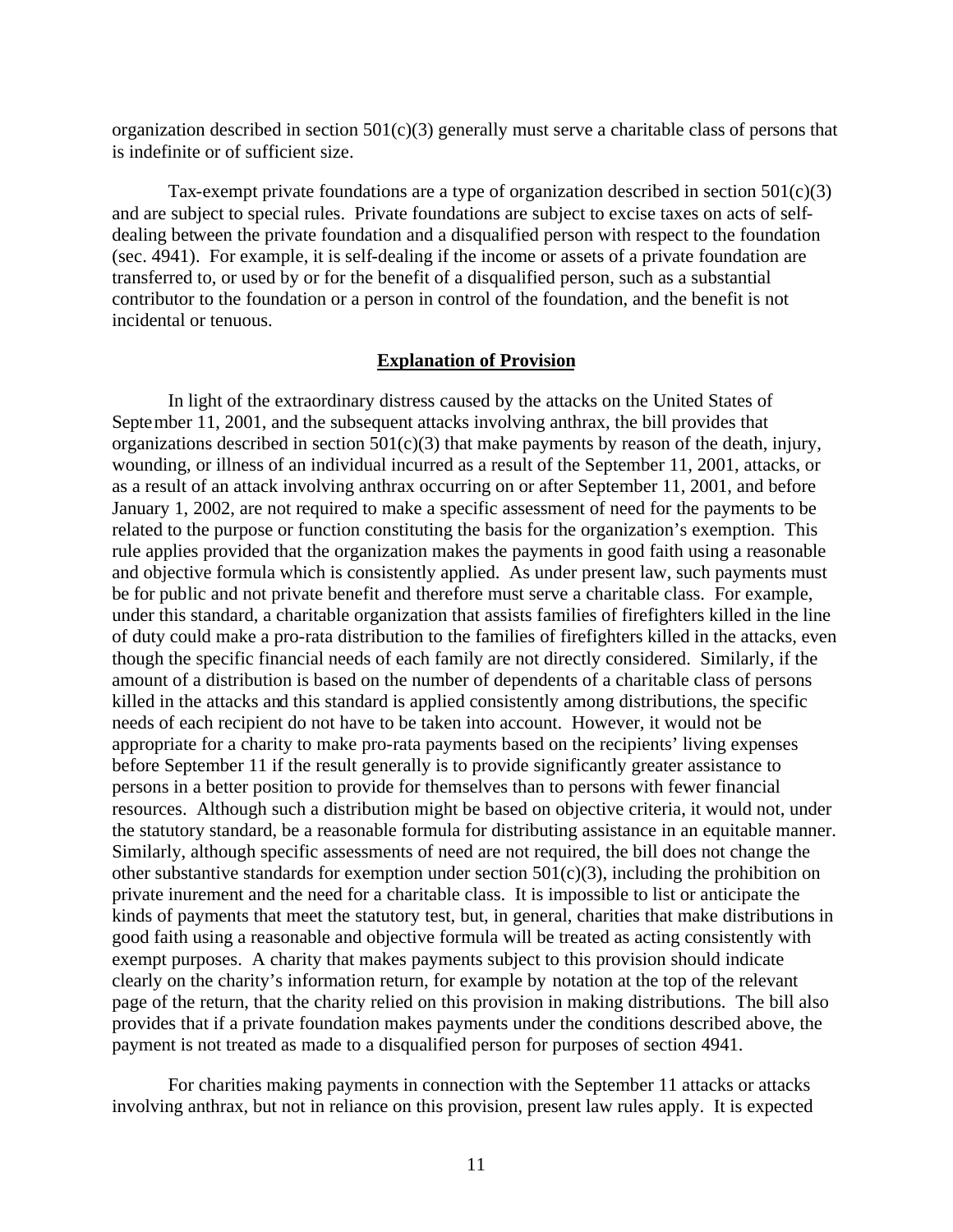organization described in section 501(c)(3) generally must serve a charitable class of persons that is indefinite or of sufficient size.

Tax-exempt private foundations are a type of organization described in section 501(c)(3) and are subject to special rules. Private foundations are subject to excise taxes on acts of self-dealing between the private foundation and a disqualified person with respect to the foundation (sec. 4941). For example, it is self-dealing if the income or assets of a private foundation are transferred to, or used by or for the benefit of a disqualified person, such as a substantial contributor to the foundation or a person in control of the foundation, and the benefit is not incidental or tenuous.

## Explanation of Provision

In light of the extraordinary distress caused by the attacks on the United States of September 11, 2001, and the subsequent attacks involving anthrax, the bill provides that organizations described in section 501(c)(3) that make payments by reason of the death, injury, wounding, or illness of an individual incurred as a result of the September 11, 2001, attacks, or as a result of an attack involving anthrax occurring on or after September 11, 2001, and before January 1, 2002, are not required to make a specific assessment of need for the payments to be related to the purpose or function constituting the basis for the organization's exemption. This rule applies provided that the organization makes the payments in good faith using a reasonable and objective formula which is consistently applied. As under present law, such payments must be for public and not private benefit and therefore must serve a charitable class. For example, under this standard, a charitable organization that assists families of firefighters killed in the line of duty could make a pro-rata distribution to the families of firefighters killed in the attacks, even though the specific financial needs of each family are not directly considered. Similarly, if the amount of a distribution is based on the number of dependents of a charitable class of persons killed in the attacks and this standard is applied consistently among distributions, the specific needs of each recipient do not have to be taken into account. However, it would not be appropriate for a charity to make pro-rata payments based on the recipients' living expenses before September 11 if the result generally is to provide significantly greater assistance to persons in a better position to provide for themselves than to persons with fewer financial resources. Although such a distribution might be based on objective criteria, it would not, under the statutory standard, be a reasonable formula for distributing assistance in an equitable manner. Similarly, although specific assessments of need are not required, the bill does not change the other substantive standards for exemption under section 501(c)(3), including the prohibition on private inurement and the need for a charitable class. It is impossible to list or anticipate the kinds of payments that meet the statutory test, but, in general, charities that make distributions in good faith using a reasonable and objective formula will be treated as acting consistently with exempt purposes. A charity that makes payments subject to this provision should indicate clearly on the charity's information return, for example by notation at the top of the relevant page of the return, that the charity relied on this provision in making distributions. The bill also provides that if a private foundation makes payments under the conditions described above, the payment is not treated as made to a disqualified person for purposes of section 4941.

For charities making payments in connection with the September 11 attacks or attacks involving anthrax, but not in reliance on this provision, present law rules apply. It is expected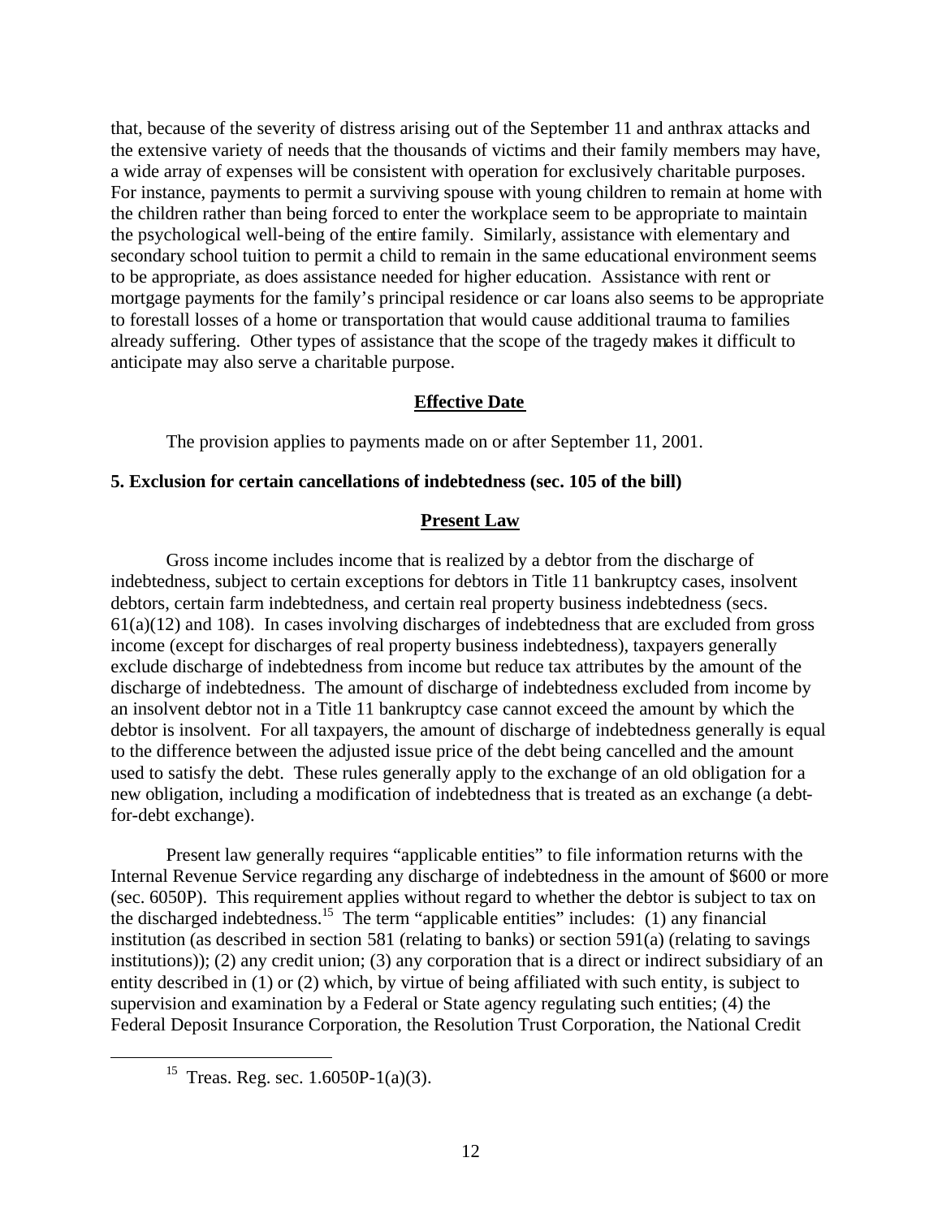that, because of the severity of distress arising out of the September 11 and anthrax attacks and the extensive variety of needs that the thousands of victims and their family members may have, a wide array of expenses will be consistent with operation for exclusively charitable purposes. For instance, payments to permit a surviving spouse with young children to remain at home with the children rather than being forced to enter the workplace seem to be appropriate to maintain the psychological well-being of the entire family. Similarly, assistance with elementary and secondary school tuition to permit a child to remain in the same educational environment seems to be appropriate, as does assistance needed for higher education. Assistance with rent or mortgage payments for the family's principal residence or car loans also seems to be appropriate to forestall losses of a home or transportation that would cause additional trauma to families already suffering. Other types of assistance that the scope of the tragedy makes it difficult to anticipate may also serve a charitable purpose.

**Effective Date**

The provision applies to payments made on or after September 11, 2001.

**5. Exclusion for certain cancellations of indebtedness (sec. 105 of the bill)**

**Present Law**

Gross income includes income that is realized by a debtor from the discharge of indebtedness, subject to certain exceptions for debtors in Title 11 bankruptcy cases, insolvent debtors, certain farm indebtedness, and certain real property business indebtedness (secs. 61(a)(12) and 108). In cases involving discharges of indebtedness that are excluded from gross income (except for discharges of real property business indebtedness), taxpayers generally exclude discharge of indebtedness from income but reduce tax attributes by the amount of the discharge of indebtedness. The amount of discharge of indebtedness excluded from income by an insolvent debtor not in a Title 11 bankruptcy case cannot exceed the amount by which the debtor is insolvent. For all taxpayers, the amount of discharge of indebtedness generally is equal to the difference between the adjusted issue price of the debt being cancelled and the amount used to satisfy the debt. These rules generally apply to the exchange of an old obligation for a new obligation, including a modification of indebtedness that is treated as an exchange (a debt-for-debt exchange).

Present law generally requires "applicable entities" to file information returns with the Internal Revenue Service regarding any discharge of indebtedness in the amount of $600 or more (sec. 6050P). This requirement applies without regard to whether the debtor is subject to tax on the discharged indebtedness.[15] The term "applicable entities" includes: (1) any financial institution (as described in section 581 (relating to banks) or section 591(a) (relating to savings institutions)); (2) any credit union; (3) any corporation that is a direct or indirect subsidiary of an entity described in (1) or (2) which, by virtue of being affiliated with such entity, is subject to supervision and examination by a Federal or State agency regulating such entities; (4) the Federal Deposit Insurance Corporation, the Resolution Trust Corporation, the National Credit

[15] Treas. Reg. sec. 1.6050P-1(a)(3).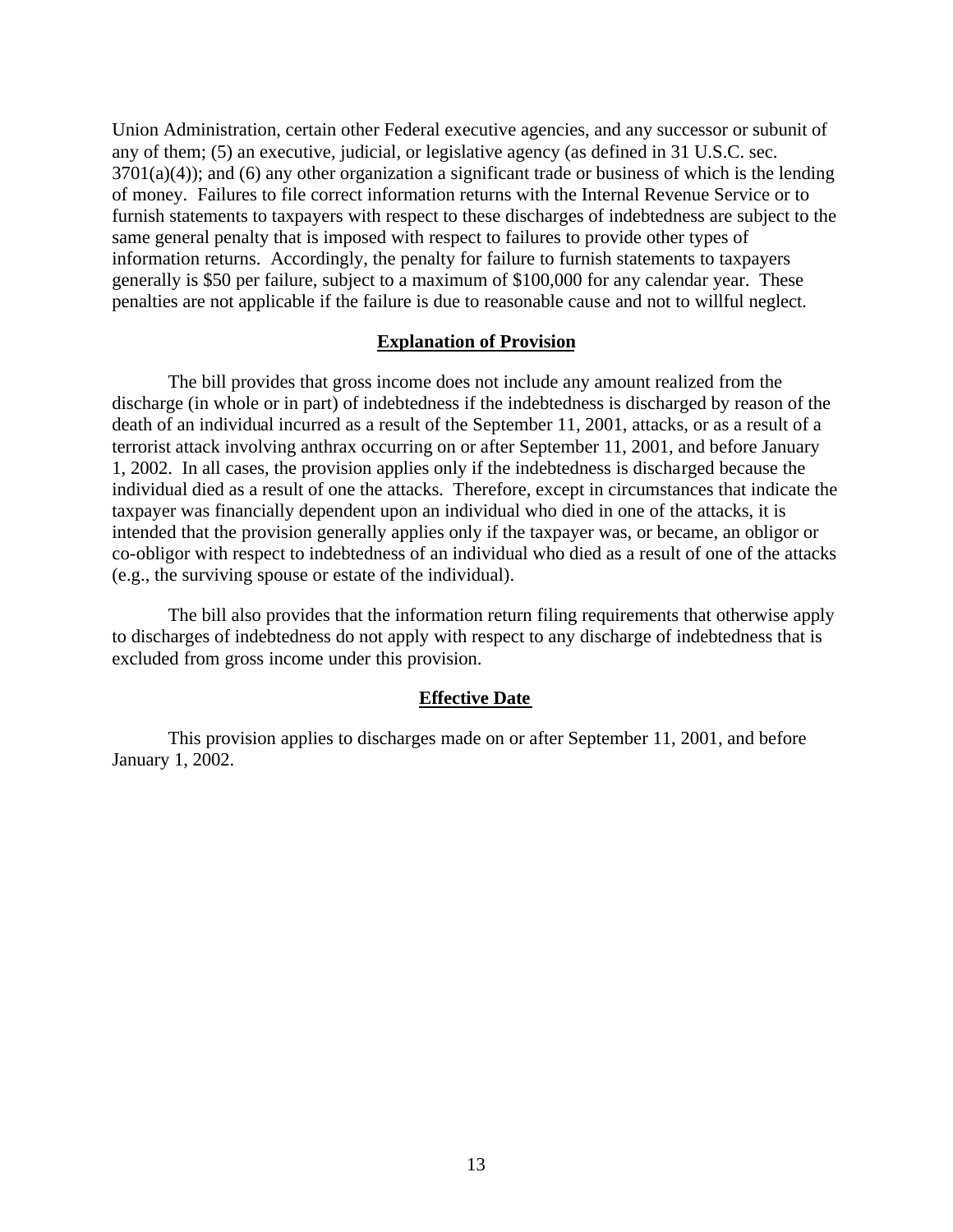Union Administration, certain other Federal executive agencies, and any successor or subunit of any of them; (5) an executive, judicial, or legislative agency (as defined in 31 U.S.C. sec. 3701(a)(4)); and (6) any other organization a significant trade or business of which is the lending of money. Failures to file correct information returns with the Internal Revenue Service or to furnish statements to taxpayers with respect to these discharges of indebtedness are subject to the same general penalty that is imposed with respect to failures to provide other types of information returns. Accordingly, the penalty for failure to furnish statements to taxpayers generally is $50 per failure, subject to a maximum of $100,000 for any calendar year. These penalties are not applicable if the failure is due to reasonable cause and not to willful neglect.

### Explanation of Provision

The bill provides that gross income does not include any amount realized from the discharge (in whole or in part) of indebtedness if the indebtedness is discharged by reason of the death of an individual incurred as a result of the September 11, 2001, attacks, or as a result of a terrorist attack involving anthrax occurring on or after September 11, 2001, and before January 1, 2002. In all cases, the provision applies only if the indebtedness is discharged because the individual died as a result of one the attacks. Therefore, except in circumstances that indicate the taxpayer was financially dependent upon an individual who died in one of the attacks, it is intended that the provision generally applies only if the taxpayer was, or became, an obligor or co-obligor with respect to indebtedness of an individual who died as a result of one of the attacks (e.g., the surviving spouse or estate of the individual).

The bill also provides that the information return filing requirements that otherwise apply to discharges of indebtedness do not apply with respect to any discharge of indebtedness that is excluded from gross income under this provision.

### Effective Date

This provision applies to discharges made on or after September 11, 2001, and before January 1, 2002.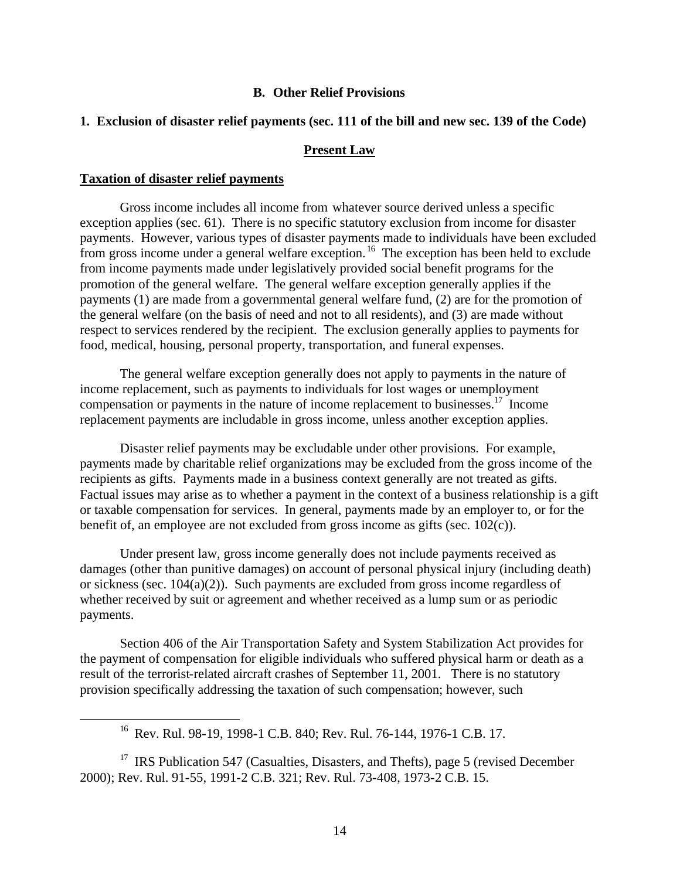## B. Other Relief Provisions

### 1. Exclusion of disaster relief payments (sec. 111 of the bill and new sec. 139 of the Code)

#### Present Law

**Taxation of disaster relief payments**

Gross income includes all income from whatever source derived unless a specific exception applies (sec. 61). There is no specific statutory exclusion from income for disaster payments. However, various types of disaster payments made to individuals have been excluded from gross income under a general welfare exception.[16] The exception has been held to exclude from income payments made under legislatively provided social benefit programs for the promotion of the general welfare. The general welfare exception generally applies if the payments (1) are made from a governmental general welfare fund, (2) are for the promotion of the general welfare (on the basis of need and not to all residents), and (3) are made without respect to services rendered by the recipient. The exclusion generally applies to payments for food, medical, housing, personal property, transportation, and funeral expenses.

The general welfare exception generally does not apply to payments in the nature of income replacement, such as payments to individuals for lost wages or unemployment compensation or payments in the nature of income replacement to businesses.[17] Income replacement payments are includable in gross income, unless another exception applies.

Disaster relief payments may be excludable under other provisions. For example, payments made by charitable relief organizations may be excluded from the gross income of the recipients as gifts. Payments made in a business context generally are not treated as gifts. Factual issues may arise as to whether a payment in the context of a business relationship is a gift or taxable compensation for services. In general, payments made by an employer to, or for the benefit of, an employee are not excluded from gross income as gifts (sec. 102(c)).

Under present law, gross income generally does not include payments received as damages (other than punitive damages) on account of personal physical injury (including death) or sickness (sec. 104(a)(2)). Such payments are excluded from gross income regardless of whether received by suit or agreement and whether received as a lump sum or as periodic payments.

Section 406 of the Air Transportation Safety and System Stabilization Act provides for the payment of compensation for eligible individuals who suffered physical harm or death as a result of the terrorist-related aircraft crashes of September 11, 2001. There is no statutory provision specifically addressing the taxation of such compensation; however, such

---

[16] Rev. Rul. 98-19, 1998-1 C.B. 840; Rev. Rul. 76-144, 1976-1 C.B. 17.

[17] IRS Publication 547 (Casualties, Disasters, and Thefts), page 5 (revised December 2000); Rev. Rul. 91-55, 1991-2 C.B. 321; Rev. Rul. 73-408, 1973-2 C.B. 15.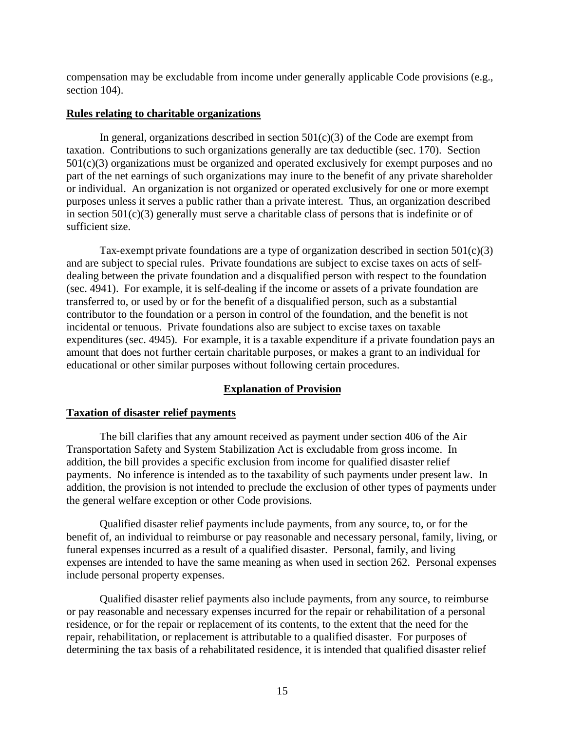compensation may be excludable from income under generally applicable Code provisions (e.g., section 104).

**Rules relating to charitable organizations**

In general, organizations described in section 501(c)(3) of the Code are exempt from taxation. Contributions to such organizations generally are tax deductible (sec. 170). Section 501(c)(3) organizations must be organized and operated exclusively for exempt purposes and no part of the net earnings of such organizations may inure to the benefit of any private shareholder or individual. An organization is not organized or operated exclusively for one or more exempt purposes unless it serves a public rather than a private interest. Thus, an organization described in section 501(c)(3) generally must serve a charitable class of persons that is indefinite or of sufficient size.

Tax-exempt private foundations are a type of organization described in section 501(c)(3) and are subject to special rules. Private foundations are subject to excise taxes on acts of self-dealing between the private foundation and a disqualified person with respect to the foundation (sec. 4941). For example, it is self-dealing if the income or assets of a private foundation are transferred to, or used by or for the benefit of a disqualified person, such as a substantial contributor to the foundation or a person in control of the foundation, and the benefit is not incidental or tenuous. Private foundations also are subject to excise taxes on taxable expenditures (sec. 4945). For example, it is a taxable expenditure if a private foundation pays an amount that does not further certain charitable purposes, or makes a grant to an individual for educational or other similar purposes without following certain procedures.

## Explanation of Provision

**Taxation of disaster relief payments**

The bill clarifies that any amount received as payment under section 406 of the Air Transportation Safety and System Stabilization Act is excludable from gross income. In addition, the bill provides a specific exclusion from income for qualified disaster relief payments. No inference is intended as to the taxability of such payments under present law. In addition, the provision is not intended to preclude the exclusion of other types of payments under the general welfare exception or other Code provisions.

Qualified disaster relief payments include payments, from any source, to, or for the benefit of, an individual to reimburse or pay reasonable and necessary personal, family, living, or funeral expenses incurred as a result of a qualified disaster. Personal, family, and living expenses are intended to have the same meaning as when used in section 262. Personal expenses include personal property expenses.

Qualified disaster relief payments also include payments, from any source, to reimburse or pay reasonable and necessary expenses incurred for the repair or rehabilitation of a personal residence, or for the repair or replacement of its contents, to the extent that the need for the repair, rehabilitation, or replacement is attributable to a qualified disaster. For purposes of determining the tax basis of a rehabilitated residence, it is intended that qualified disaster relief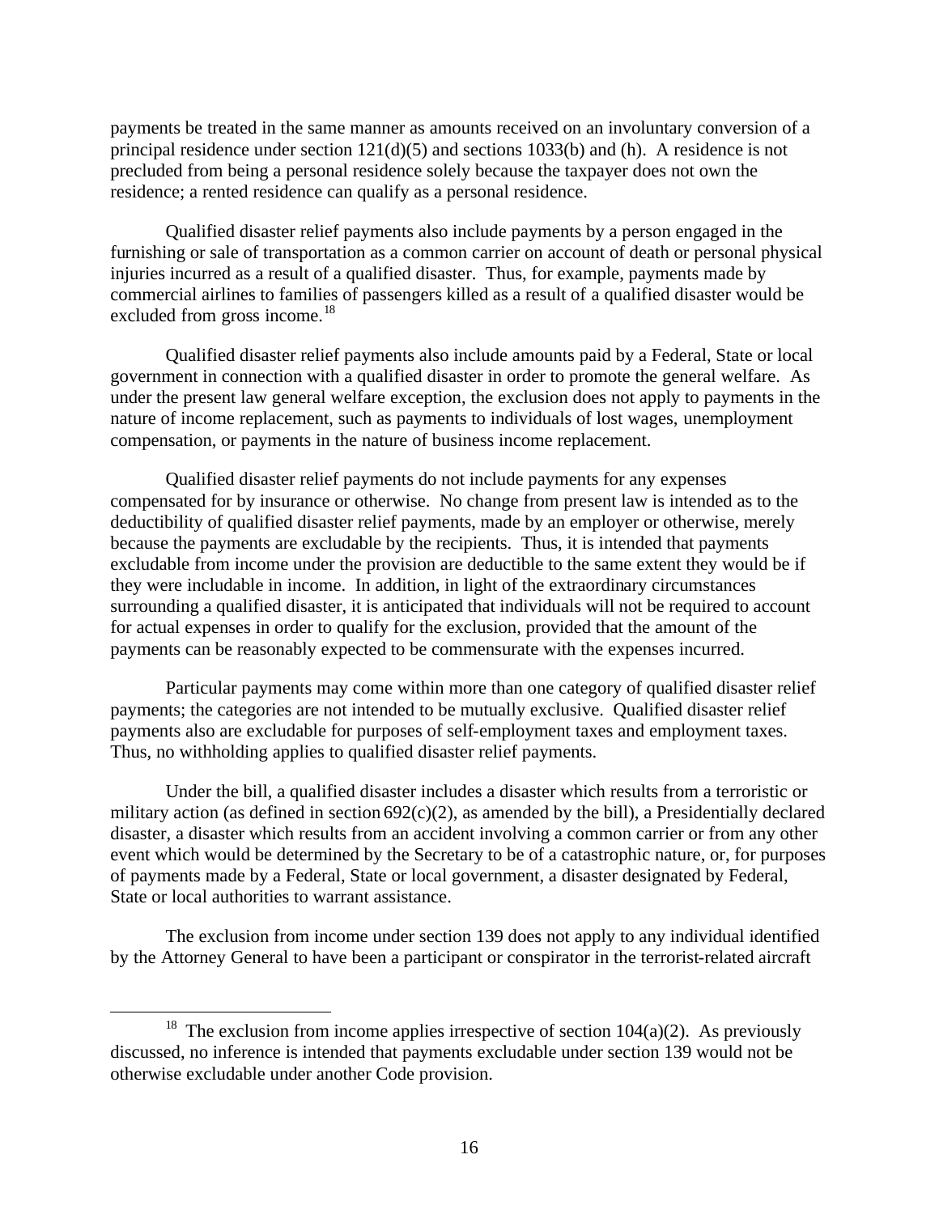payments be treated in the same manner as amounts received on an involuntary conversion of a principal residence under section 121(d)(5) and sections 1033(b) and (h). A residence is not precluded from being a personal residence solely because the taxpayer does not own the residence; a rented residence can qualify as a personal residence.

Qualified disaster relief payments also include payments by a person engaged in the furnishing or sale of transportation as a common carrier on account of death or personal physical injuries incurred as a result of a qualified disaster. Thus, for example, payments made by commercial airlines to families of passengers killed as a result of a qualified disaster would be excluded from gross income.[18]

Qualified disaster relief payments also include amounts paid by a Federal, State or local government in connection with a qualified disaster in order to promote the general welfare. As under the present law general welfare exception, the exclusion does not apply to payments in the nature of income replacement, such as payments to individuals of lost wages, unemployment compensation, or payments in the nature of business income replacement.

Qualified disaster relief payments do not include payments for any expenses compensated for by insurance or otherwise. No change from present law is intended as to the deductibility of qualified disaster relief payments, made by an employer or otherwise, merely because the payments are excludable by the recipients. Thus, it is intended that payments excludable from income under the provision are deductible to the same extent they would be if they were includable in income. In addition, in light of the extraordinary circumstances surrounding a qualified disaster, it is anticipated that individuals will not be required to account for actual expenses in order to qualify for the exclusion, provided that the amount of the payments can be reasonably expected to be commensurate with the expenses incurred.

Particular payments may come within more than one category of qualified disaster relief payments; the categories are not intended to be mutually exclusive. Qualified disaster relief payments also are excludable for purposes of self-employment taxes and employment taxes. Thus, no withholding applies to qualified disaster relief payments.

Under the bill, a qualified disaster includes a disaster which results from a terroristic or military action (as defined in section 692(c)(2), as amended by the bill), a Presidentially declared disaster, a disaster which results from an accident involving a common carrier or from any other event which would be determined by the Secretary to be of a catastrophic nature, or, for purposes of payments made by a Federal, State or local government, a disaster designated by Federal, State or local authorities to warrant assistance.

The exclusion from income under section 139 does not apply to any individual identified by the Attorney General to have been a participant or conspirator in the terrorist-related aircraft

---

[18] The exclusion from income applies irrespective of section 104(a)(2). As previously discussed, no inference is intended that payments excludable under section 139 would not be otherwise excludable under another Code provision.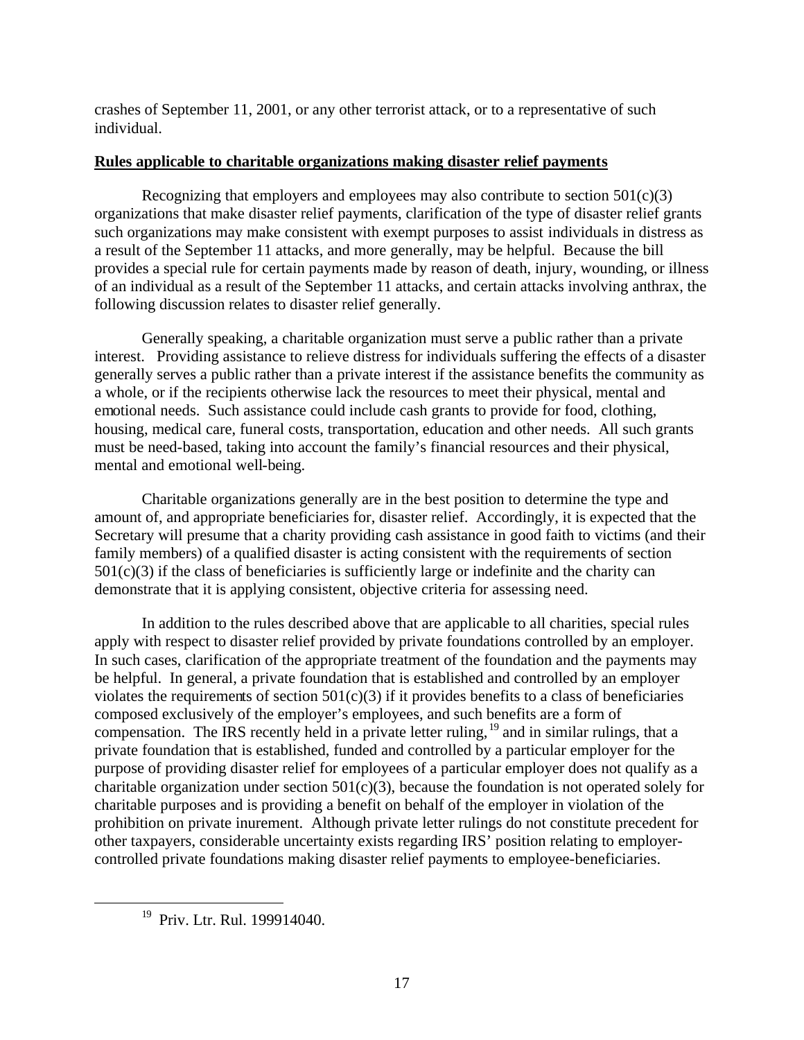crashes of September 11, 2001, or any other terrorist attack, or to a representative of such individual.

**Rules applicable to charitable organizations making disaster relief payments**

Recognizing that employers and employees may also contribute to section 501(c)(3) organizations that make disaster relief payments, clarification of the type of disaster relief grants such organizations may make consistent with exempt purposes to assist individuals in distress as a result of the September 11 attacks, and more generally, may be helpful. Because the bill provides a special rule for certain payments made by reason of death, injury, wounding, or illness of an individual as a result of the September 11 attacks, and certain attacks involving anthrax, the following discussion relates to disaster relief generally.

Generally speaking, a charitable organization must serve a public rather than a private interest. Providing assistance to relieve distress for individuals suffering the effects of a disaster generally serves a public rather than a private interest if the assistance benefits the community as a whole, or if the recipients otherwise lack the resources to meet their physical, mental and emotional needs. Such assistance could include cash grants to provide for food, clothing, housing, medical care, funeral costs, transportation, education and other needs. All such grants must be need-based, taking into account the family's financial resources and their physical, mental and emotional well-being.

Charitable organizations generally are in the best position to determine the type and amount of, and appropriate beneficiaries for, disaster relief. Accordingly, it is expected that the Secretary will presume that a charity providing cash assistance in good faith to victims (and their family members) of a qualified disaster is acting consistent with the requirements of section 501(c)(3) if the class of beneficiaries is sufficiently large or indefinite and the charity can demonstrate that it is applying consistent, objective criteria for assessing need.

In addition to the rules described above that are applicable to all charities, special rules apply with respect to disaster relief provided by private foundations controlled by an employer. In such cases, clarification of the appropriate treatment of the foundation and the payments may be helpful. In general, a private foundation that is established and controlled by an employer violates the requirements of section 501(c)(3) if it provides benefits to a class of beneficiaries composed exclusively of the employer's employees, and such benefits are a form of compensation. The IRS recently held in a private letter ruling,[19] and in similar rulings, that a private foundation that is established, funded and controlled by a particular employer for the purpose of providing disaster relief for employees of a particular employer does not qualify as a charitable organization under section 501(c)(3), because the foundation is not operated solely for charitable purposes and is providing a benefit on behalf of the employer in violation of the prohibition on private inurement. Although private letter rulings do not constitute precedent for other taxpayers, considerable uncertainty exists regarding IRS' position relating to employer-controlled private foundations making disaster relief payments to employee-beneficiaries.

[19] Priv. Ltr. Rul. 199914040.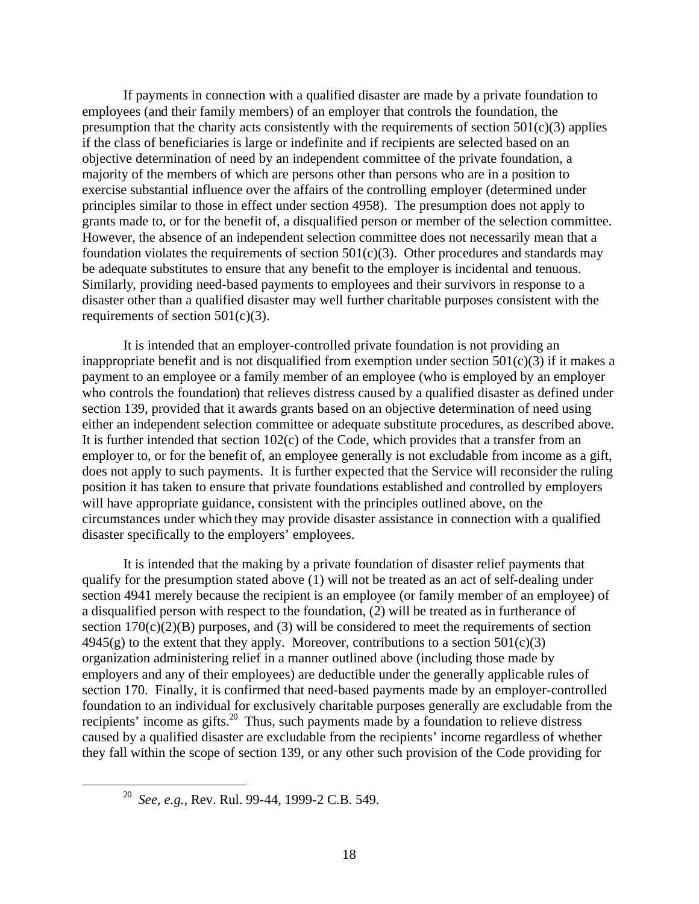If payments in connection with a qualified disaster are made by a private foundation to employees (and their family members) of an employer that controls the foundation, the presumption that the charity acts consistently with the requirements of section 501(c)(3) applies if the class of beneficiaries is large or indefinite and if recipients are selected based on an objective determination of need by an independent committee of the private foundation, a majority of the members of which are persons other than persons who are in a position to exercise substantial influence over the affairs of the controlling employer (determined under principles similar to those in effect under section 4958). The presumption does not apply to grants made to, or for the benefit of, a disqualified person or member of the selection committee. However, the absence of an independent selection committee does not necessarily mean that a foundation violates the requirements of section 501(c)(3). Other procedures and standards may be adequate substitutes to ensure that any benefit to the employer is incidental and tenuous. Similarly, providing need-based payments to employees and their survivors in response to a disaster other than a qualified disaster may well further charitable purposes consistent with the requirements of section 501(c)(3).

It is intended that an employer-controlled private foundation is not providing an inappropriate benefit and is not disqualified from exemption under section 501(c)(3) if it makes a payment to an employee or a family member of an employee (who is employed by an employer who controls the foundation) that relieves distress caused by a qualified disaster as defined under section 139, provided that it awards grants based on an objective determination of need using either an independent selection committee or adequate substitute procedures, as described above. It is further intended that section 102(c) of the Code, which provides that a transfer from an employer to, or for the benefit of, an employee generally is not excludable from income as a gift, does not apply to such payments. It is further expected that the Service will reconsider the ruling position it has taken to ensure that private foundations established and controlled by employers will have appropriate guidance, consistent with the principles outlined above, on the circumstances under which they may provide disaster assistance in connection with a qualified disaster specifically to the employers' employees.

It is intended that the making by a private foundation of disaster relief payments that qualify for the presumption stated above (1) will not be treated as an act of self-dealing under section 4941 merely because the recipient is an employee (or family member of an employee) of a disqualified person with respect to the foundation, (2) will be treated as in furtherance of section 170(c)(2)(B) purposes, and (3) will be considered to meet the requirements of section 4945(g) to the extent that they apply. Moreover, contributions to a section 501(c)(3) organization administering relief in a manner outlined above (including those made by employers and any of their employees) are deductible under the generally applicable rules of section 170. Finally, it is confirmed that need-based payments made by an employer-controlled foundation to an individual for exclusively charitable purposes generally are excludable from the recipients' income as gifts.[20] Thus, such payments made by a foundation to relieve distress caused by a qualified disaster are excludable from the recipients' income regardless of whether they fall within the scope of section 139, or any other such provision of the Code providing for

---

[20] *See, e.g.,* Rev. Rul. 99-44, 1999-2 C.B. 549.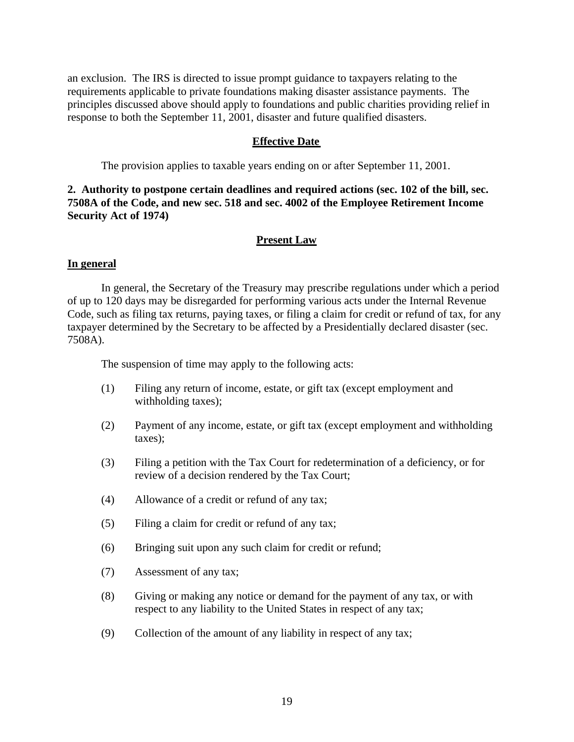an exclusion. The IRS is directed to issue prompt guidance to taxpayers relating to the requirements applicable to private foundations making disaster assistance payments. The principles discussed above should apply to foundations and public charities providing relief in response to both the September 11, 2001, disaster and future qualified disasters.

### Effective Date

The provision applies to taxable years ending on or after September 11, 2001.

### 2. Authority to postpone certain deadlines and required actions (sec. 102 of the bill, sec. 7508A of the Code, and new sec. 518 and sec. 4002 of the Employee Retirement Income Security Act of 1974)

### Present Law

#### In general

In general, the Secretary of the Treasury may prescribe regulations under which a period of up to 120 days may be disregarded for performing various acts under the Internal Revenue Code, such as filing tax returns, paying taxes, or filing a claim for credit or refund of tax, for any taxpayer determined by the Secretary to be affected by a Presidentially declared disaster (sec. 7508A).

The suspension of time may apply to the following acts:

(1) Filing any return of income, estate, or gift tax (except employment and withholding taxes);

(2) Payment of any income, estate, or gift tax (except employment and withholding taxes);

(3) Filing a petition with the Tax Court for redetermination of a deficiency, or for review of a decision rendered by the Tax Court;

(4) Allowance of a credit or refund of any tax;

(5) Filing a claim for credit or refund of any tax;

(6) Bringing suit upon any such claim for credit or refund;

(7) Assessment of any tax;

(8) Giving or making any notice or demand for the payment of any tax, or with respect to any liability to the United States in respect of any tax;

(9) Collection of the amount of any liability in respect of any tax;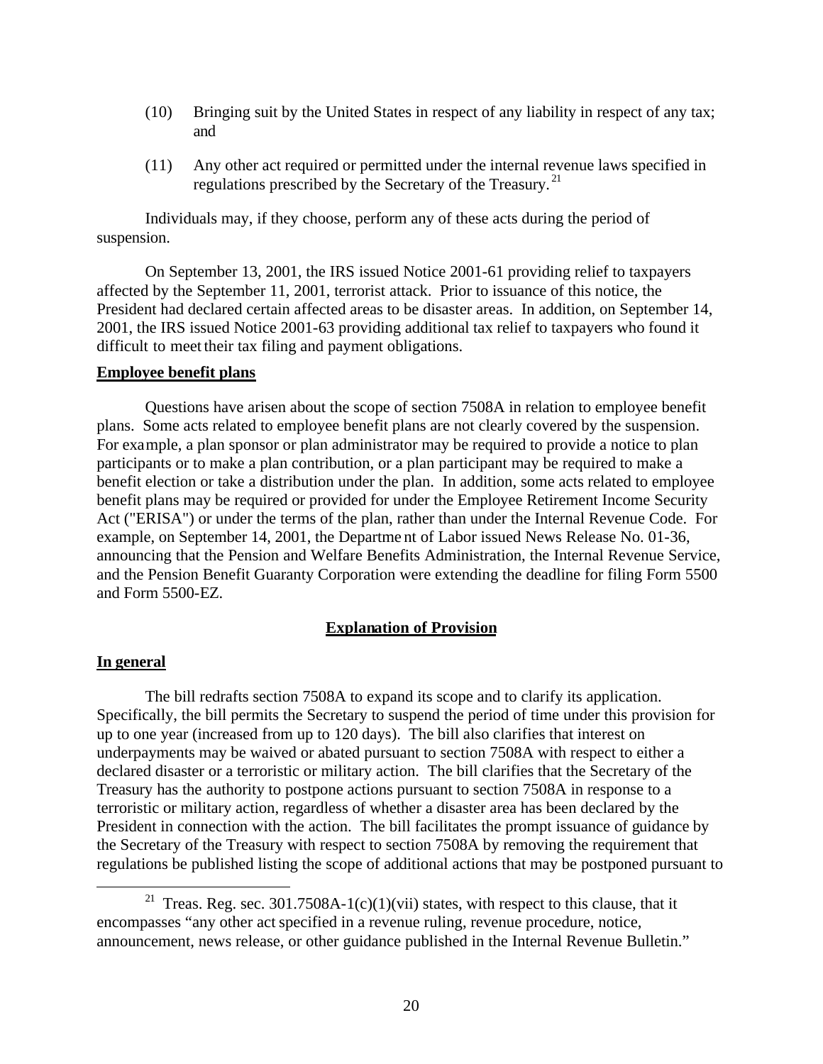(10) Bringing suit by the United States in respect of any liability in respect of any tax; and

(11) Any other act required or permitted under the internal revenue laws specified in regulations prescribed by the Secretary of the Treasury.[21]

Individuals may, if they choose, perform any of these acts during the period of suspension.

On September 13, 2001, the IRS issued Notice 2001-61 providing relief to taxpayers affected by the September 11, 2001, terrorist attack. Prior to issuance of this notice, the President had declared certain affected areas to be disaster areas. In addition, on September 14, 2001, the IRS issued Notice 2001-63 providing additional tax relief to taxpayers who found it difficult to meet their tax filing and payment obligations.

**Employee benefit plans**

Questions have arisen about the scope of section 7508A in relation to employee benefit plans. Some acts related to employee benefit plans are not clearly covered by the suspension. For example, a plan sponsor or plan administrator may be required to provide a notice to plan participants or to make a plan contribution, or a plan participant may be required to make a benefit election or take a distribution under the plan. In addition, some acts related to employee benefit plans may be required or provided for under the Employee Retirement Income Security Act ("ERISA") or under the terms of the plan, rather than under the Internal Revenue Code. For example, on September 14, 2001, the Department of Labor issued News Release No. 01-36, announcing that the Pension and Welfare Benefits Administration, the Internal Revenue Service, and the Pension Benefit Guaranty Corporation were extending the deadline for filing Form 5500 and Form 5500-EZ.

## Explanation of Provision

**In general**

The bill redrafts section 7508A to expand its scope and to clarify its application. Specifically, the bill permits the Secretary to suspend the period of time under this provision for up to one year (increased from up to 120 days). The bill also clarifies that interest on underpayments may be waived or abated pursuant to section 7508A with respect to either a declared disaster or a terroristic or military action. The bill clarifies that the Secretary of the Treasury has the authority to postpone actions pursuant to section 7508A in response to a terroristic or military action, regardless of whether a disaster area has been declared by the President in connection with the action. The bill facilitates the prompt issuance of guidance by the Secretary of the Treasury with respect to section 7508A by removing the requirement that regulations be published listing the scope of additional actions that may be postponed pursuant to

---

[21] Treas. Reg. sec. 301.7508A-1(c)(1)(vii) states, with respect to this clause, that it encompasses "any other act specified in a revenue ruling, revenue procedure, notice, announcement, news release, or other guidance published in the Internal Revenue Bulletin."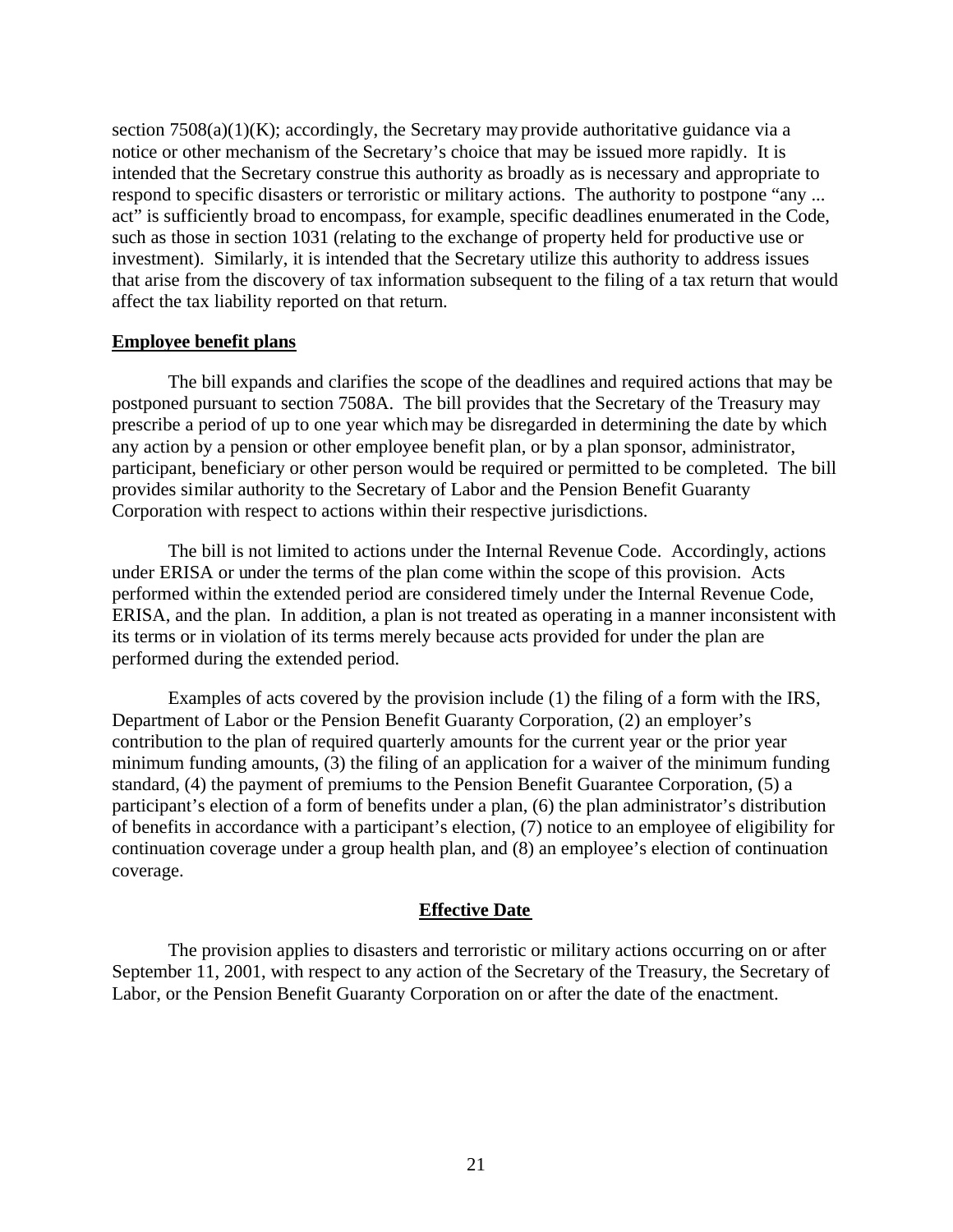section 7508(a)(1)(K); accordingly, the Secretary may provide authoritative guidance via a notice or other mechanism of the Secretary's choice that may be issued more rapidly. It is intended that the Secretary construe this authority as broadly as is necessary and appropriate to respond to specific disasters or terroristic or military actions. The authority to postpone "any ... act" is sufficiently broad to encompass, for example, specific deadlines enumerated in the Code, such as those in section 1031 (relating to the exchange of property held for productive use or investment). Similarly, it is intended that the Secretary utilize this authority to address issues that arise from the discovery of tax information subsequent to the filing of a tax return that would affect the tax liability reported on that return.

**Employee benefit plans**

The bill expands and clarifies the scope of the deadlines and required actions that may be postponed pursuant to section 7508A. The bill provides that the Secretary of the Treasury may prescribe a period of up to one year which may be disregarded in determining the date by which any action by a pension or other employee benefit plan, or by a plan sponsor, administrator, participant, beneficiary or other person would be required or permitted to be completed. The bill provides similar authority to the Secretary of Labor and the Pension Benefit Guaranty Corporation with respect to actions within their respective jurisdictions.

The bill is not limited to actions under the Internal Revenue Code. Accordingly, actions under ERISA or under the terms of the plan come within the scope of this provision. Acts performed within the extended period are considered timely under the Internal Revenue Code, ERISA, and the plan. In addition, a plan is not treated as operating in a manner inconsistent with its terms or in violation of its terms merely because acts provided for under the plan are performed during the extended period.

Examples of acts covered by the provision include (1) the filing of a form with the IRS, Department of Labor or the Pension Benefit Guaranty Corporation, (2) an employer's contribution to the plan of required quarterly amounts for the current year or the prior year minimum funding amounts, (3) the filing of an application for a waiver of the minimum funding standard, (4) the payment of premiums to the Pension Benefit Guarantee Corporation, (5) a participant's election of a form of benefits under a plan, (6) the plan administrator's distribution of benefits in accordance with a participant's election, (7) notice to an employee of eligibility for continuation coverage under a group health plan, and (8) an employee's election of continuation coverage.

## Effective Date

The provision applies to disasters and terroristic or military actions occurring on or after September 11, 2001, with respect to any action of the Secretary of the Treasury, the Secretary of Labor, or the Pension Benefit Guaranty Corporation on or after the date of the enactment.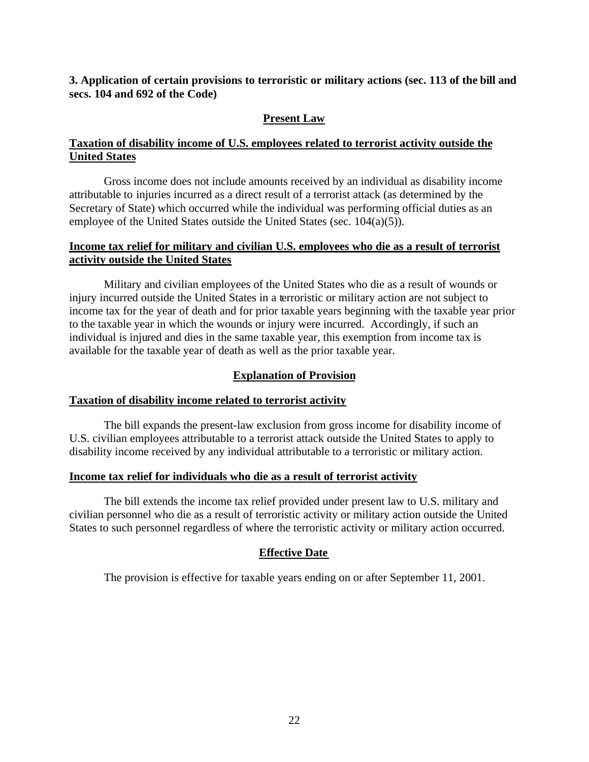### 3. Application of certain provisions to terroristic or military actions (sec. 113 of the bill and secs. 104 and 692 of the Code)

#### Present Law

**Taxation of disability income of U.S. employees related to terrorist activity outside the United States**

Gross income does not include amounts received by an individual as disability income attributable to injuries incurred as a direct result of a terrorist attack (as determined by the Secretary of State) which occurred while the individual was performing official duties as an employee of the United States outside the United States (sec. 104(a)(5)).

**Income tax relief for military and civilian U.S. employees who die as a result of terrorist activity outside the United States**

Military and civilian employees of the United States who die as a result of wounds or injury incurred outside the United States in a terroristic or military action are not subject to income tax for the year of death and for prior taxable years beginning with the taxable year prior to the taxable year in which the wounds or injury were incurred. Accordingly, if such an individual is injured and dies in the same taxable year, this exemption from income tax is available for the taxable year of death as well as the prior taxable year.

#### Explanation of Provision

**Taxation of disability income related to terrorist activity**

The bill expands the present-law exclusion from gross income for disability income of U.S. civilian employees attributable to a terrorist attack outside the United States to apply to disability income received by any individual attributable to a terroristic or military action.

**Income tax relief for individuals who die as a result of terrorist activity**

The bill extends the income tax relief provided under present law to U.S. military and civilian personnel who die as a result of terroristic activity or military action outside the United States to such personnel regardless of where the terroristic activity or military action occurred.

#### Effective Date

The provision is effective for taxable years ending on or after September 11, 2001.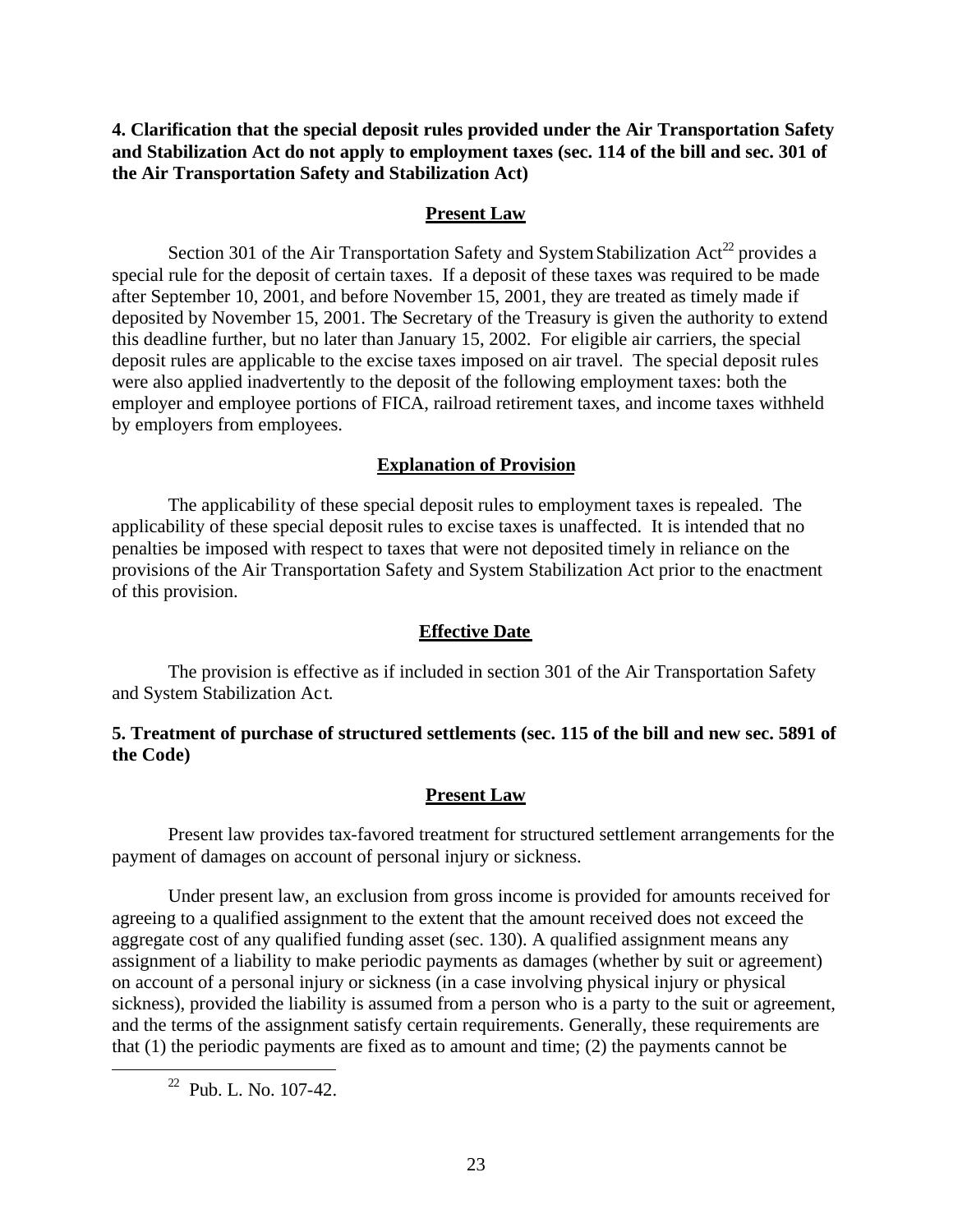**4. Clarification that the special deposit rules provided under the Air Transportation Safety and Stabilization Act do not apply to employment taxes (sec. 114 of the bill and sec. 301 of the Air Transportation Safety and Stabilization Act)**

**Present Law**

Section 301 of the Air Transportation Safety and System Stabilization Act[22] provides a special rule for the deposit of certain taxes. If a deposit of these taxes was required to be made after September 10, 2001, and before November 15, 2001, they are treated as timely made if deposited by November 15, 2001. The Secretary of the Treasury is given the authority to extend this deadline further, but no later than January 15, 2002. For eligible air carriers, the special deposit rules are applicable to the excise taxes imposed on air travel. The special deposit rules were also applied inadvertently to the deposit of the following employment taxes: both the employer and employee portions of FICA, railroad retirement taxes, and income taxes withheld by employers from employees.

**Explanation of Provision**

The applicability of these special deposit rules to employment taxes is repealed. The applicability of these special deposit rules to excise taxes is unaffected. It is intended that no penalties be imposed with respect to taxes that were not deposited timely in reliance on the provisions of the Air Transportation Safety and System Stabilization Act prior to the enactment of this provision.

**Effective Date**

The provision is effective as if included in section 301 of the Air Transportation Safety and System Stabilization Act.

**5. Treatment of purchase of structured settlements (sec. 115 of the bill and new sec. 5891 of the Code)**

**Present Law**

Present law provides tax-favored treatment for structured settlement arrangements for the payment of damages on account of personal injury or sickness.

Under present law, an exclusion from gross income is provided for amounts received for agreeing to a qualified assignment to the extent that the amount received does not exceed the aggregate cost of any qualified funding asset (sec. 130). A qualified assignment means any assignment of a liability to make periodic payments as damages (whether by suit or agreement) on account of a personal injury or sickness (in a case involving physical injury or physical sickness), provided the liability is assumed from a person who is a party to the suit or agreement, and the terms of the assignment satisfy certain requirements. Generally, these requirements are that (1) the periodic payments are fixed as to amount and time; (2) the payments cannot be

[22] Pub. L. No. 107-42.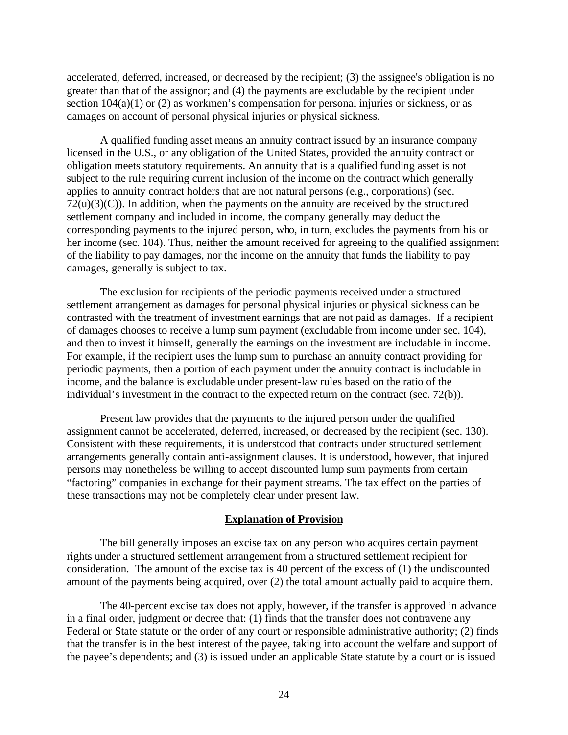accelerated, deferred, increased, or decreased by the recipient; (3) the assignee's obligation is no greater than that of the assignor; and (4) the payments are excludable by the recipient under section 104(a)(1) or (2) as workmen's compensation for personal injuries or sickness, or as damages on account of personal physical injuries or physical sickness.

A qualified funding asset means an annuity contract issued by an insurance company licensed in the U.S., or any obligation of the United States, provided the annuity contract or obligation meets statutory requirements. An annuity that is a qualified funding asset is not subject to the rule requiring current inclusion of the income on the contract which generally applies to annuity contract holders that are not natural persons (e.g., corporations) (sec. 72(u)(3)(C)). In addition, when the payments on the annuity are received by the structured settlement company and included in income, the company generally may deduct the corresponding payments to the injured person, who, in turn, excludes the payments from his or her income (sec. 104). Thus, neither the amount received for agreeing to the qualified assignment of the liability to pay damages, nor the income on the annuity that funds the liability to pay damages, generally is subject to tax.

The exclusion for recipients of the periodic payments received under a structured settlement arrangement as damages for personal physical injuries or physical sickness can be contrasted with the treatment of investment earnings that are not paid as damages. If a recipient of damages chooses to receive a lump sum payment (excludable from income under sec. 104), and then to invest it himself, generally the earnings on the investment are includable in income. For example, if the recipient uses the lump sum to purchase an annuity contract providing for periodic payments, then a portion of each payment under the annuity contract is includable in income, and the balance is excludable under present-law rules based on the ratio of the individual's investment in the contract to the expected return on the contract (sec. 72(b)).

Present law provides that the payments to the injured person under the qualified assignment cannot be accelerated, deferred, increased, or decreased by the recipient (sec. 130). Consistent with these requirements, it is understood that contracts under structured settlement arrangements generally contain anti-assignment clauses. It is understood, however, that injured persons may nonetheless be willing to accept discounted lump sum payments from certain "factoring" companies in exchange for their payment streams. The tax effect on the parties of these transactions may not be completely clear under present law.

## Explanation of Provision

The bill generally imposes an excise tax on any person who acquires certain payment rights under a structured settlement arrangement from a structured settlement recipient for consideration. The amount of the excise tax is 40 percent of the excess of (1) the undiscounted amount of the payments being acquired, over (2) the total amount actually paid to acquire them.

The 40-percent excise tax does not apply, however, if the transfer is approved in advance in a final order, judgment or decree that: (1) finds that the transfer does not contravene any Federal or State statute or the order of any court or responsible administrative authority; (2) finds that the transfer is in the best interest of the payee, taking into account the welfare and support of the payee's dependents; and (3) is issued under an applicable State statute by a court or is issued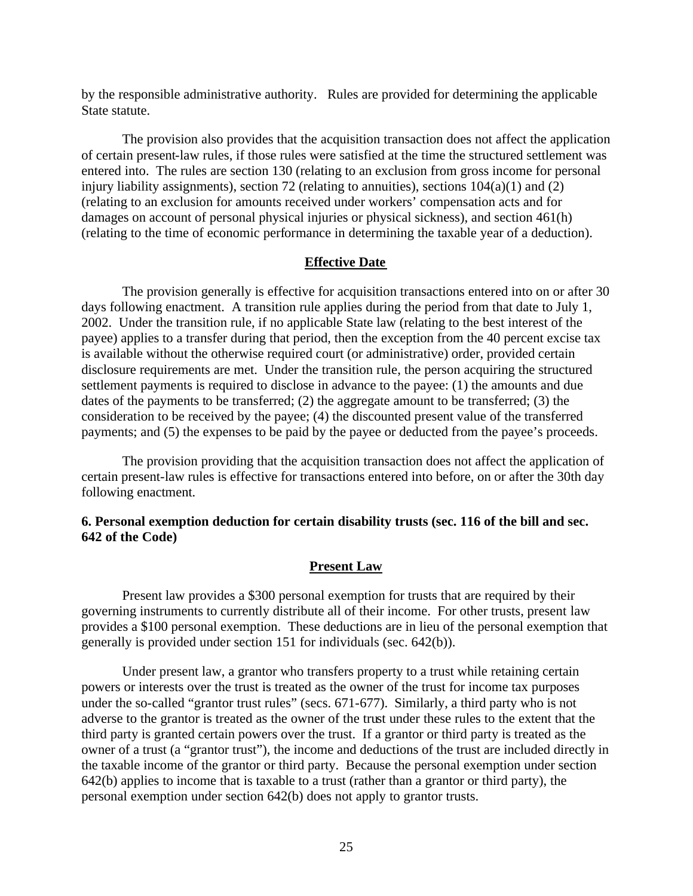by the responsible administrative authority. Rules are provided for determining the applicable State statute.

The provision also provides that the acquisition transaction does not affect the application of certain present-law rules, if those rules were satisfied at the time the structured settlement was entered into. The rules are section 130 (relating to an exclusion from gross income for personal injury liability assignments), section 72 (relating to annuities), sections 104(a)(1) and (2) (relating to an exclusion for amounts received under workers' compensation acts and for damages on account of personal physical injuries or physical sickness), and section 461(h) (relating to the time of economic performance in determining the taxable year of a deduction).

## Effective Date

The provision generally is effective for acquisition transactions entered into on or after 30 days following enactment. A transition rule applies during the period from that date to July 1, 2002. Under the transition rule, if no applicable State law (relating to the best interest of the payee) applies to a transfer during that period, then the exception from the 40 percent excise tax is available without the otherwise required court (or administrative) order, provided certain disclosure requirements are met. Under the transition rule, the person acquiring the structured settlement payments is required to disclose in advance to the payee: (1) the amounts and due dates of the payments to be transferred; (2) the aggregate amount to be transferred; (3) the consideration to be received by the payee; (4) the discounted present value of the transferred payments; and (5) the expenses to be paid by the payee or deducted from the payee's proceeds.

The provision providing that the acquisition transaction does not affect the application of certain present-law rules is effective for transactions entered into before, on or after the 30th day following enactment.

### 6. Personal exemption deduction for certain disability trusts (sec. 116 of the bill and sec. 642 of the Code)

## Present Law

Present law provides a \$300 personal exemption for trusts that are required by their governing instruments to currently distribute all of their income. For other trusts, present law provides a \$100 personal exemption. These deductions are in lieu of the personal exemption that generally is provided under section 151 for individuals (sec. 642(b)).

Under present law, a grantor who transfers property to a trust while retaining certain powers or interests over the trust is treated as the owner of the trust for income tax purposes under the so-called "grantor trust rules" (secs. 671-677). Similarly, a third party who is not adverse to the grantor is treated as the owner of the trust under these rules to the extent that the third party is granted certain powers over the trust. If a grantor or third party is treated as the owner of a trust (a "grantor trust"), the income and deductions of the trust are included directly in the taxable income of the grantor or third party. Because the personal exemption under section 642(b) applies to income that is taxable to a trust (rather than a grantor or third party), the personal exemption under section 642(b) does not apply to grantor trusts.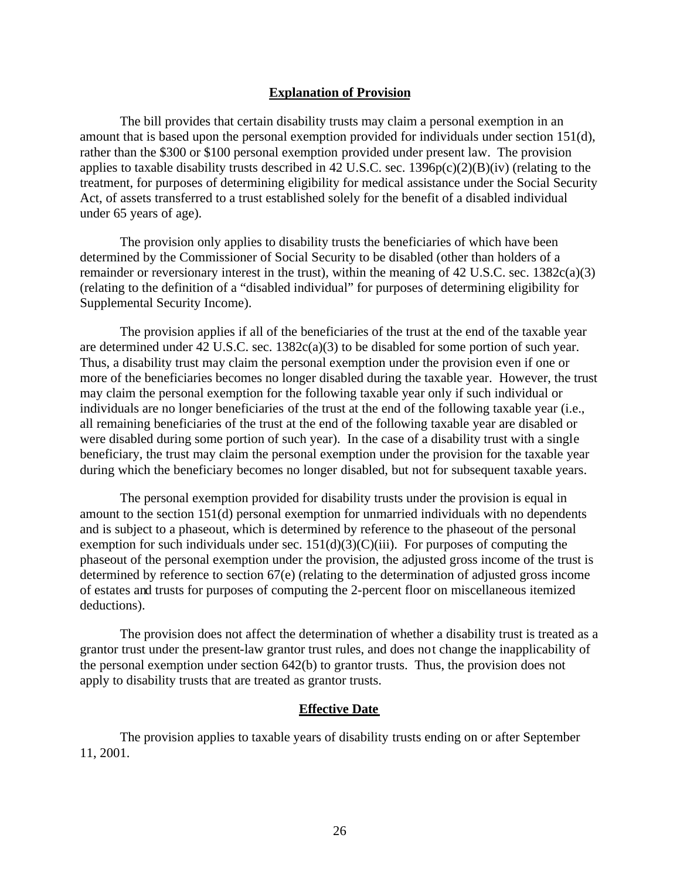## Explanation of Provision

The bill provides that certain disability trusts may claim a personal exemption in an amount that is based upon the personal exemption provided for individuals under section 151(d), rather than the $300 or $100 personal exemption provided under present law. The provision applies to taxable disability trusts described in 42 U.S.C. sec. 1396p(c)(2)(B)(iv) (relating to the treatment, for purposes of determining eligibility for medical assistance under the Social Security Act, of assets transferred to a trust established solely for the benefit of a disabled individual under 65 years of age).

The provision only applies to disability trusts the beneficiaries of which have been determined by the Commissioner of Social Security to be disabled (other than holders of a remainder or reversionary interest in the trust), within the meaning of 42 U.S.C. sec. 1382c(a)(3) (relating to the definition of a "disabled individual" for purposes of determining eligibility for Supplemental Security Income).

The provision applies if all of the beneficiaries of the trust at the end of the taxable year are determined under 42 U.S.C. sec. 1382c(a)(3) to be disabled for some portion of such year. Thus, a disability trust may claim the personal exemption under the provision even if one or more of the beneficiaries becomes no longer disabled during the taxable year. However, the trust may claim the personal exemption for the following taxable year only if such individual or individuals are no longer beneficiaries of the trust at the end of the following taxable year (i.e., all remaining beneficiaries of the trust at the end of the following taxable year are disabled or were disabled during some portion of such year). In the case of a disability trust with a single beneficiary, the trust may claim the personal exemption under the provision for the taxable year during which the beneficiary becomes no longer disabled, but not for subsequent taxable years.

The personal exemption provided for disability trusts under the provision is equal in amount to the section 151(d) personal exemption for unmarried individuals with no dependents and is subject to a phaseout, which is determined by reference to the phaseout of the personal exemption for such individuals under sec. 151(d)(3)(C)(iii). For purposes of computing the phaseout of the personal exemption under the provision, the adjusted gross income of the trust is determined by reference to section 67(e) (relating to the determination of adjusted gross income of estates and trusts for purposes of computing the 2-percent floor on miscellaneous itemized deductions).

The provision does not affect the determination of whether a disability trust is treated as a grantor trust under the present-law grantor trust rules, and does not change the inapplicability of the personal exemption under section 642(b) to grantor trusts. Thus, the provision does not apply to disability trusts that are treated as grantor trusts.

## Effective Date

The provision applies to taxable years of disability trusts ending on or after September 11, 2001.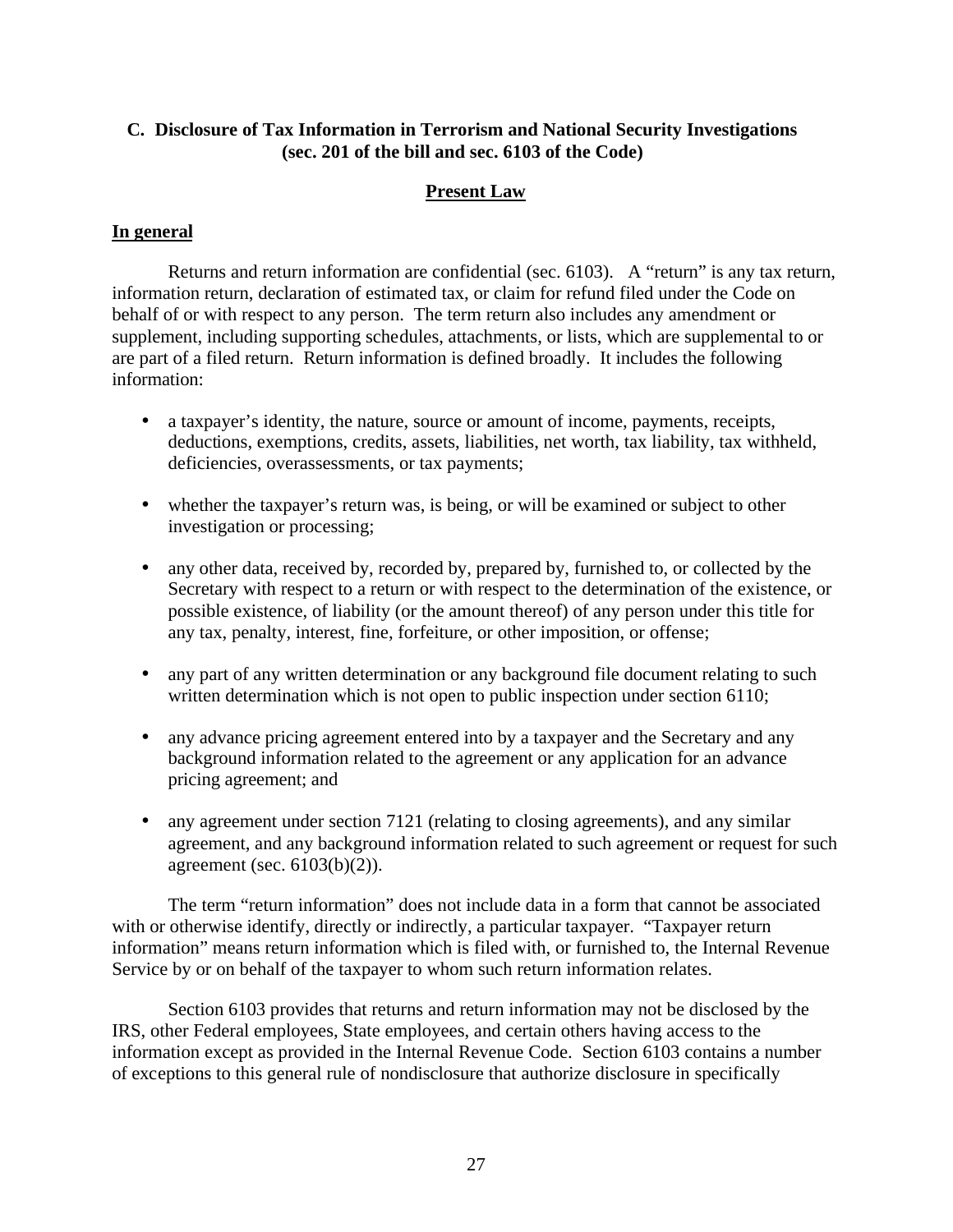## C. Disclosure of Tax Information in Terrorism and National Security Investigations (sec. 201 of the bill and sec. 6103 of the Code)

### Present Law

#### In general

Returns and return information are confidential (sec. 6103). A "return" is any tax return, information return, declaration of estimated tax, or claim for refund filed under the Code on behalf of or with respect to any person. The term return also includes any amendment or supplement, including supporting schedules, attachments, or lists, which are supplemental to or are part of a filed return. Return information is defined broadly. It includes the following information:

- a taxpayer's identity, the nature, source or amount of income, payments, receipts, deductions, exemptions, credits, assets, liabilities, net worth, tax liability, tax withheld, deficiencies, overassessments, or tax payments;
- whether the taxpayer's return was, is being, or will be examined or subject to other investigation or processing;
- any other data, received by, recorded by, prepared by, furnished to, or collected by the Secretary with respect to a return or with respect to the determination of the existence, or possible existence, of liability (or the amount thereof) of any person under this title for any tax, penalty, interest, fine, forfeiture, or other imposition, or offense;
- any part of any written determination or any background file document relating to such written determination which is not open to public inspection under section 6110;
- any advance pricing agreement entered into by a taxpayer and the Secretary and any background information related to the agreement or any application for an advance pricing agreement; and
- any agreement under section 7121 (relating to closing agreements), and any similar agreement, and any background information related to such agreement or request for such agreement (sec. 6103(b)(2)).

The term "return information" does not include data in a form that cannot be associated with or otherwise identify, directly or indirectly, a particular taxpayer. "Taxpayer return information" means return information which is filed with, or furnished to, the Internal Revenue Service by or on behalf of the taxpayer to whom such return information relates.

Section 6103 provides that returns and return information may not be disclosed by the IRS, other Federal employees, State employees, and certain others having access to the information except as provided in the Internal Revenue Code. Section 6103 contains a number of exceptions to this general rule of nondisclosure that authorize disclosure in specifically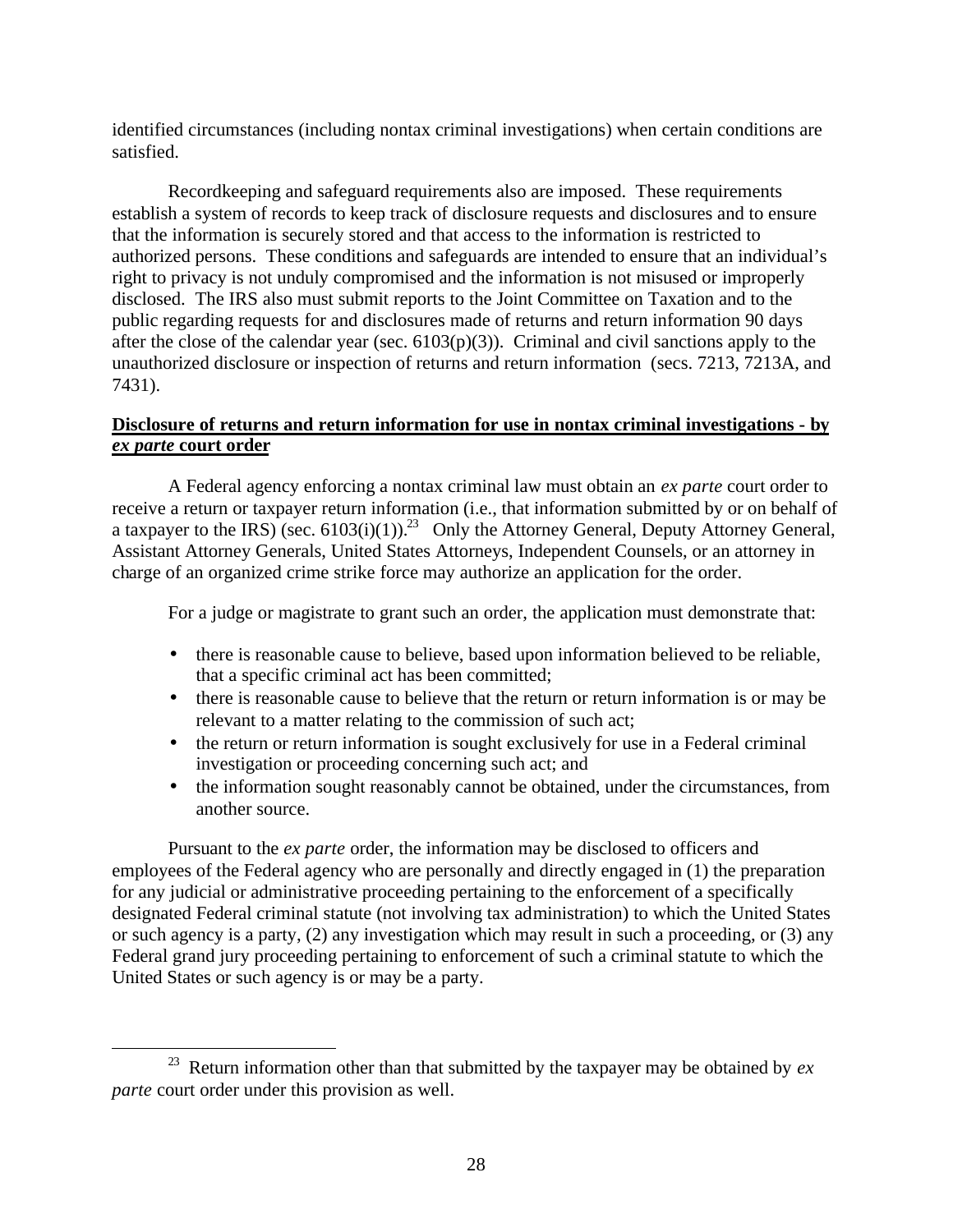identified circumstances (including nontax criminal investigations) when certain conditions are satisfied.

Recordkeeping and safeguard requirements also are imposed. These requirements establish a system of records to keep track of disclosure requests and disclosures and to ensure that the information is securely stored and that access to the information is restricted to authorized persons. These conditions and safeguards are intended to ensure that an individual's right to privacy is not unduly compromised and the information is not misused or improperly disclosed. The IRS also must submit reports to the Joint Committee on Taxation and to the public regarding requests for and disclosures made of returns and return information 90 days after the close of the calendar year (sec. 6103(p)(3)). Criminal and civil sanctions apply to the unauthorized disclosure or inspection of returns and return information (secs. 7213, 7213A, and 7431).

**<u>Disclosure of returns and return information for use in nontax criminal investigations - by *ex parte* court order</u>**

A Federal agency enforcing a nontax criminal law must obtain an *ex parte* court order to receive a return or taxpayer return information (i.e., that information submitted by or on behalf of a taxpayer to the IRS) (sec. 6103(i)(1)).[23] Only the Attorney General, Deputy Attorney General, Assistant Attorney Generals, United States Attorneys, Independent Counsels, or an attorney in charge of an organized crime strike force may authorize an application for the order.

For a judge or magistrate to grant such an order, the application must demonstrate that:

- there is reasonable cause to believe, based upon information believed to be reliable, that a specific criminal act has been committed;
- there is reasonable cause to believe that the return or return information is or may be relevant to a matter relating to the commission of such act;
- the return or return information is sought exclusively for use in a Federal criminal investigation or proceeding concerning such act; and
- the information sought reasonably cannot be obtained, under the circumstances, from another source.

Pursuant to the *ex parte* order, the information may be disclosed to officers and employees of the Federal agency who are personally and directly engaged in (1) the preparation for any judicial or administrative proceeding pertaining to the enforcement of a specifically designated Federal criminal statute (not involving tax administration) to which the United States or such agency is a party, (2) any investigation which may result in such a proceeding, or (3) any Federal grand jury proceeding pertaining to enforcement of such a criminal statute to which the United States or such agency is or may be a party.

---

[23] Return information other than that submitted by the taxpayer may be obtained by *ex parte* court order under this provision as well.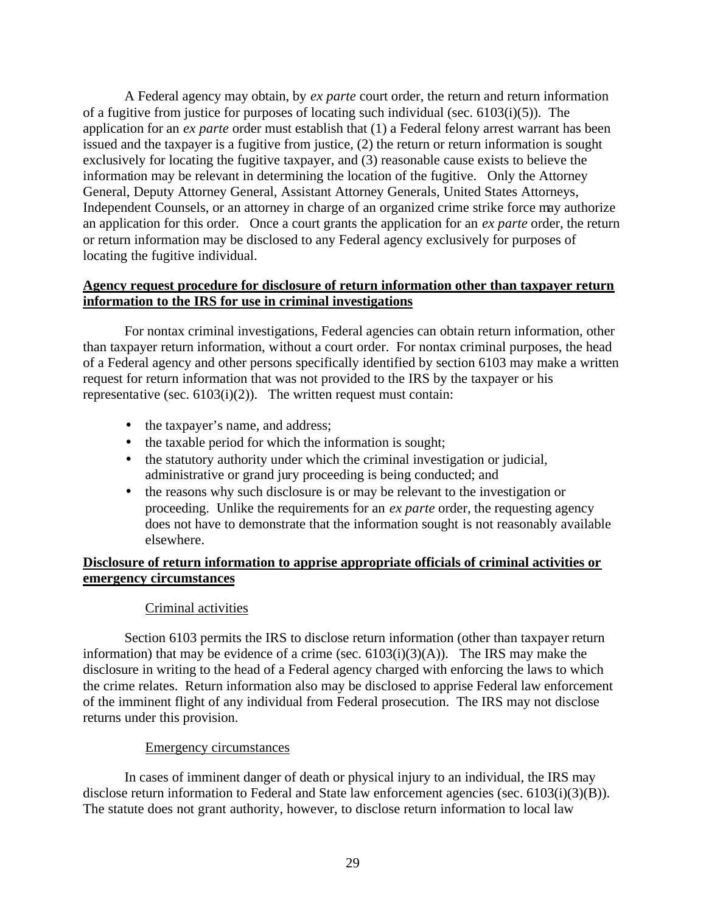A Federal agency may obtain, by *ex parte* court order, the return and return information of a fugitive from justice for purposes of locating such individual (sec. 6103(i)(5)). The application for an *ex parte* order must establish that (1) a Federal felony arrest warrant has been issued and the taxpayer is a fugitive from justice, (2) the return or return information is sought exclusively for locating the fugitive taxpayer, and (3) reasonable cause exists to believe the information may be relevant in determining the location of the fugitive. Only the Attorney General, Deputy Attorney General, Assistant Attorney Generals, United States Attorneys, Independent Counsels, or an attorney in charge of an organized crime strike force may authorize an application for this order. Once a court grants the application for an *ex parte* order, the return or return information may be disclosed to any Federal agency exclusively for purposes of locating the fugitive individual.

**Agency request procedure for disclosure of return information other than taxpayer return information to the IRS for use in criminal investigations**

For nontax criminal investigations, Federal agencies can obtain return information, other than taxpayer return information, without a court order. For nontax criminal purposes, the head of a Federal agency and other persons specifically identified by section 6103 may make a written request for return information that was not provided to the IRS by the taxpayer or his representative (sec. 6103(i)(2)). The written request must contain:

- the taxpayer's name, and address;
- the taxable period for which the information is sought;
- the statutory authority under which the criminal investigation or judicial, administrative or grand jury proceeding is being conducted; and
- the reasons why such disclosure is or may be relevant to the investigation or proceeding. Unlike the requirements for an *ex parte* order, the requesting agency does not have to demonstrate that the information sought is not reasonably available elsewhere.

**Disclosure of return information to apprise appropriate officials of criminal activities or emergency circumstances**

Criminal activities

Section 6103 permits the IRS to disclose return information (other than taxpayer return information) that may be evidence of a crime (sec. 6103(i)(3)(A)). The IRS may make the disclosure in writing to the head of a Federal agency charged with enforcing the laws to which the crime relates. Return information also may be disclosed to apprise Federal law enforcement of the imminent flight of any individual from Federal prosecution. The IRS may not disclose returns under this provision.

Emergency circumstances

In cases of imminent danger of death or physical injury to an individual, the IRS may disclose return information to Federal and State law enforcement agencies (sec. 6103(i)(3)(B)). The statute does not grant authority, however, to disclose return information to local law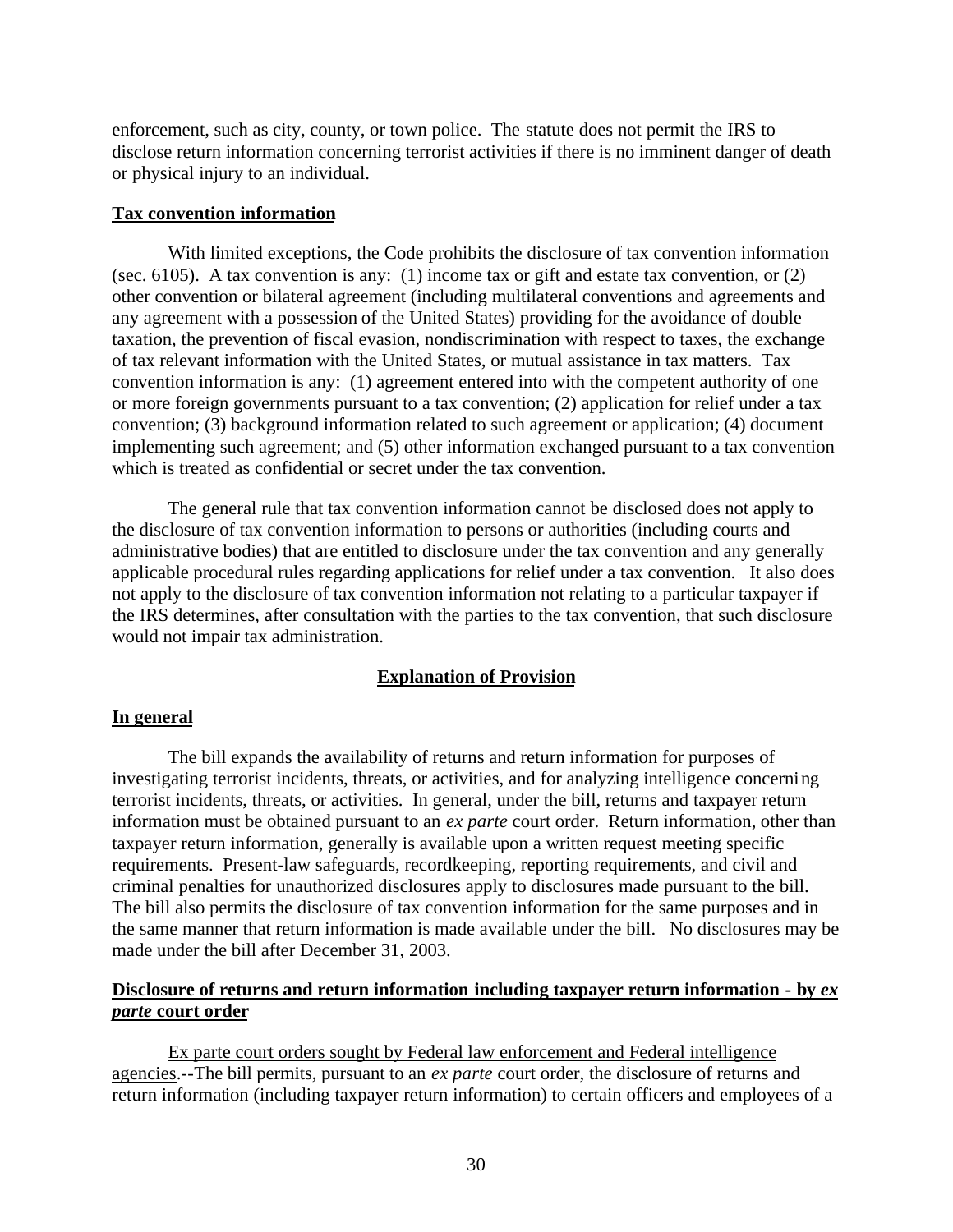enforcement, such as city, county, or town police. The statute does not permit the IRS to disclose return information concerning terrorist activities if there is no imminent danger of death or physical injury to an individual.

**Tax convention information**

With limited exceptions, the Code prohibits the disclosure of tax convention information (sec. 6105). A tax convention is any: (1) income tax or gift and estate tax convention, or (2) other convention or bilateral agreement (including multilateral conventions and agreements and any agreement with a possession of the United States) providing for the avoidance of double taxation, the prevention of fiscal evasion, nondiscrimination with respect to taxes, the exchange of tax relevant information with the United States, or mutual assistance in tax matters. Tax convention information is any: (1) agreement entered into with the competent authority of one or more foreign governments pursuant to a tax convention; (2) application for relief under a tax convention; (3) background information related to such agreement or application; (4) document implementing such agreement; and (5) other information exchanged pursuant to a tax convention which is treated as confidential or secret under the tax convention.

The general rule that tax convention information cannot be disclosed does not apply to the disclosure of tax convention information to persons or authorities (including courts and administrative bodies) that are entitled to disclosure under the tax convention and any generally applicable procedural rules regarding applications for relief under a tax convention. It also does not apply to the disclosure of tax convention information not relating to a particular taxpayer if the IRS determines, after consultation with the parties to the tax convention, that such disclosure would not impair tax administration.

## Explanation of Provision

**In general**

The bill expands the availability of returns and return information for purposes of investigating terrorist incidents, threats, or activities, and for analyzing intelligence concerning terrorist incidents, threats, or activities. In general, under the bill, returns and taxpayer return information must be obtained pursuant to an *ex parte* court order. Return information, other than taxpayer return information, generally is available upon a written request meeting specific requirements. Present-law safeguards, recordkeeping, reporting requirements, and civil and criminal penalties for unauthorized disclosures apply to disclosures made pursuant to the bill. The bill also permits the disclosure of tax convention information for the same purposes and in the same manner that return information is made available under the bill. No disclosures may be made under the bill after December 31, 2003.

**Disclosure of returns and return information including taxpayer return information - by *ex parte* court order**

Ex parte court orders sought by Federal law enforcement and Federal intelligence agencies.--The bill permits, pursuant to an *ex parte* court order, the disclosure of returns and return information (including taxpayer return information) to certain officers and employees of a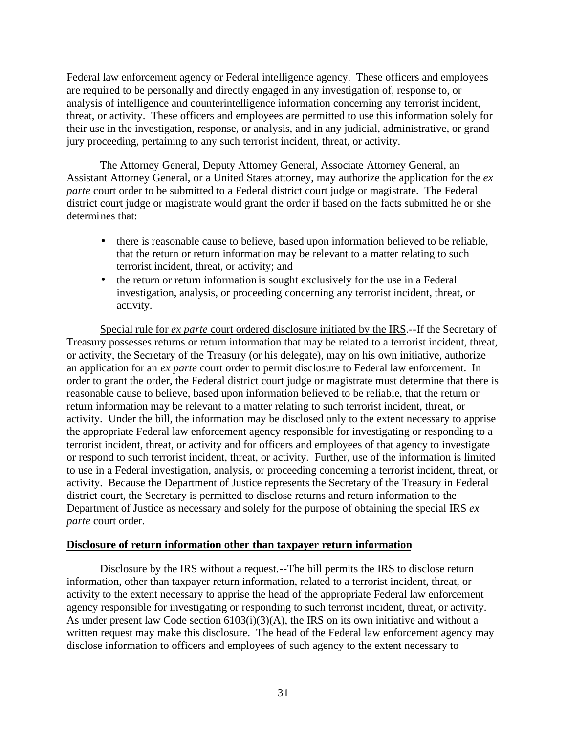Federal law enforcement agency or Federal intelligence agency. These officers and employees are required to be personally and directly engaged in any investigation of, response to, or analysis of intelligence and counterintelligence information concerning any terrorist incident, threat, or activity. These officers and employees are permitted to use this information solely for their use in the investigation, response, or analysis, and in any judicial, administrative, or grand jury proceeding, pertaining to any such terrorist incident, threat, or activity.

The Attorney General, Deputy Attorney General, Associate Attorney General, an Assistant Attorney General, or a United States attorney, may authorize the application for the *ex parte* court order to be submitted to a Federal district court judge or magistrate. The Federal district court judge or magistrate would grant the order if based on the facts submitted he or she determines that:

- there is reasonable cause to believe, based upon information believed to be reliable, that the return or return information may be relevant to a matter relating to such terrorist incident, threat, or activity; and
- the return or return information is sought exclusively for the use in a Federal investigation, analysis, or proceeding concerning any terrorist incident, threat, or activity.

Special rule for *ex parte* court ordered disclosure initiated by the IRS.--If the Secretary of Treasury possesses returns or return information that may be related to a terrorist incident, threat, or activity, the Secretary of the Treasury (or his delegate), may on his own initiative, authorize an application for an *ex parte* court order to permit disclosure to Federal law enforcement. In order to grant the order, the Federal district court judge or magistrate must determine that there is reasonable cause to believe, based upon information believed to be reliable, that the return or return information may be relevant to a matter relating to such terrorist incident, threat, or activity. Under the bill, the information may be disclosed only to the extent necessary to apprise the appropriate Federal law enforcement agency responsible for investigating or responding to a terrorist incident, threat, or activity and for officers and employees of that agency to investigate or respond to such terrorist incident, threat, or activity. Further, use of the information is limited to use in a Federal investigation, analysis, or proceeding concerning a terrorist incident, threat, or activity. Because the Department of Justice represents the Secretary of the Treasury in Federal district court, the Secretary is permitted to disclose returns and return information to the Department of Justice as necessary and solely for the purpose of obtaining the special IRS *ex parte* court order.

**Disclosure of return information other than taxpayer return information**

Disclosure by the IRS without a request.--The bill permits the IRS to disclose return information, other than taxpayer return information, related to a terrorist incident, threat, or activity to the extent necessary to apprise the head of the appropriate Federal law enforcement agency responsible for investigating or responding to such terrorist incident, threat, or activity. As under present law Code section 6103(i)(3)(A), the IRS on its own initiative and without a written request may make this disclosure. The head of the Federal law enforcement agency may disclose information to officers and employees of such agency to the extent necessary to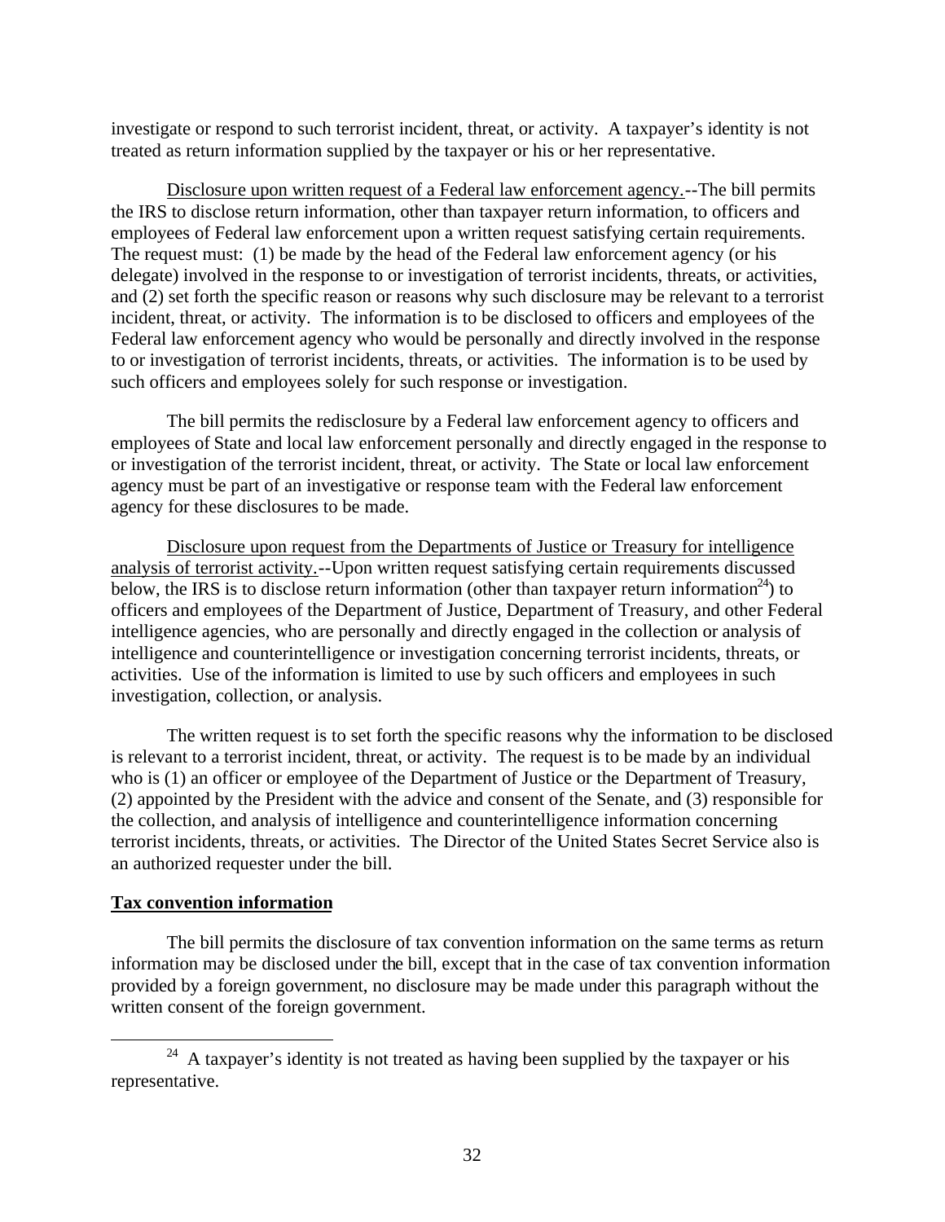investigate or respond to such terrorist incident, threat, or activity. A taxpayer's identity is not treated as return information supplied by the taxpayer or his or her representative.

Disclosure upon written request of a Federal law enforcement agency.--The bill permits the IRS to disclose return information, other than taxpayer return information, to officers and employees of Federal law enforcement upon a written request satisfying certain requirements. The request must: (1) be made by the head of the Federal law enforcement agency (or his delegate) involved in the response to or investigation of terrorist incidents, threats, or activities, and (2) set forth the specific reason or reasons why such disclosure may be relevant to a terrorist incident, threat, or activity. The information is to be disclosed to officers and employees of the Federal law enforcement agency who would be personally and directly involved in the response to or investigation of terrorist incidents, threats, or activities. The information is to be used by such officers and employees solely for such response or investigation.

The bill permits the redisclosure by a Federal law enforcement agency to officers and employees of State and local law enforcement personally and directly engaged in the response to or investigation of the terrorist incident, threat, or activity. The State or local law enforcement agency must be part of an investigative or response team with the Federal law enforcement agency for these disclosures to be made.

Disclosure upon request from the Departments of Justice or Treasury for intelligence analysis of terrorist activity.--Upon written request satisfying certain requirements discussed below, the IRS is to disclose return information (other than taxpayer return information[24]) to officers and employees of the Department of Justice, Department of Treasury, and other Federal intelligence agencies, who are personally and directly engaged in the collection or analysis of intelligence and counterintelligence or investigation concerning terrorist incidents, threats, or activities. Use of the information is limited to use by such officers and employees in such investigation, collection, or analysis.

The written request is to set forth the specific reasons why the information to be disclosed is relevant to a terrorist incident, threat, or activity. The request is to be made by an individual who is (1) an officer or employee of the Department of Justice or the Department of Treasury, (2) appointed by the President with the advice and consent of the Senate, and (3) responsible for the collection, and analysis of intelligence and counterintelligence information concerning terrorist incidents, threats, or activities. The Director of the United States Secret Service also is an authorized requester under the bill.

**Tax convention information**

The bill permits the disclosure of tax convention information on the same terms as return information may be disclosed under the bill, except that in the case of tax convention information provided by a foreign government, no disclosure may be made under this paragraph without the written consent of the foreign government.

[24] A taxpayer's identity is not treated as having been supplied by the taxpayer or his representative.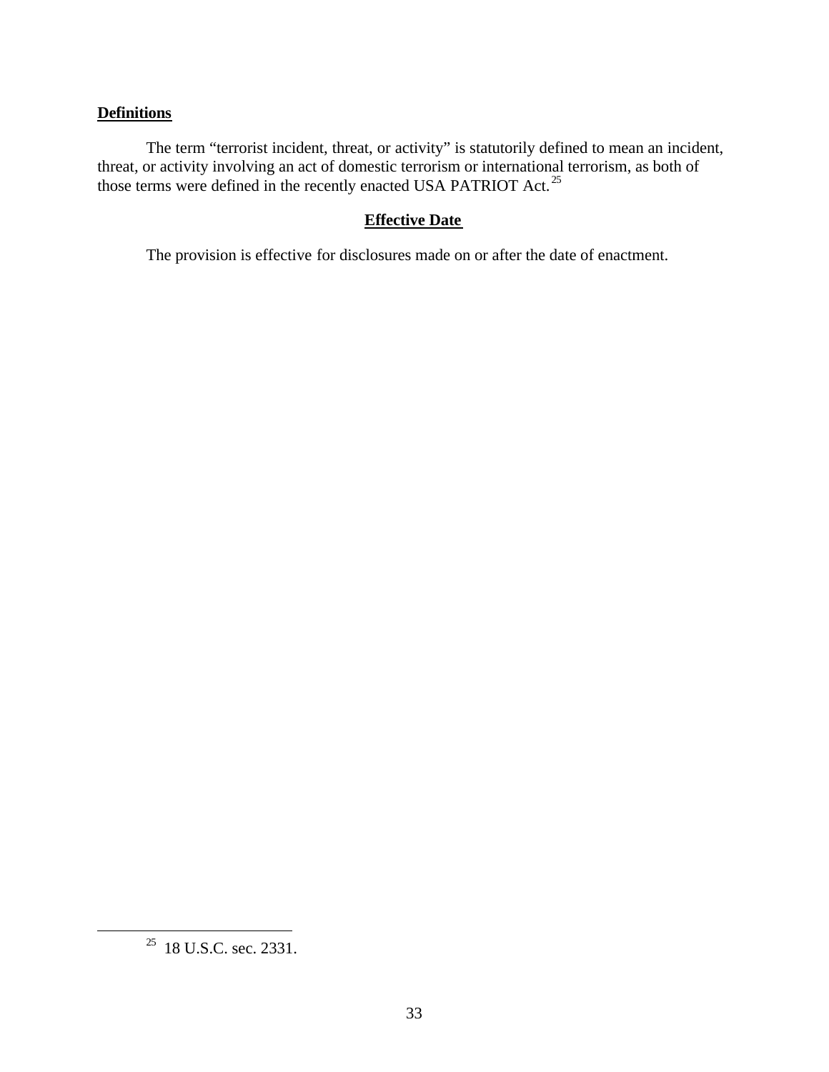**Definitions**

The term "terrorist incident, threat, or activity" is statutorily defined to mean an incident, threat, or activity involving an act of domestic terrorism or international terrorism, as both of those terms were defined in the recently enacted USA PATRIOT Act.[25]

**Effective Date**

The provision is effective for disclosures made on or after the date of enactment.

[25] 18 U.S.C. sec. 2331.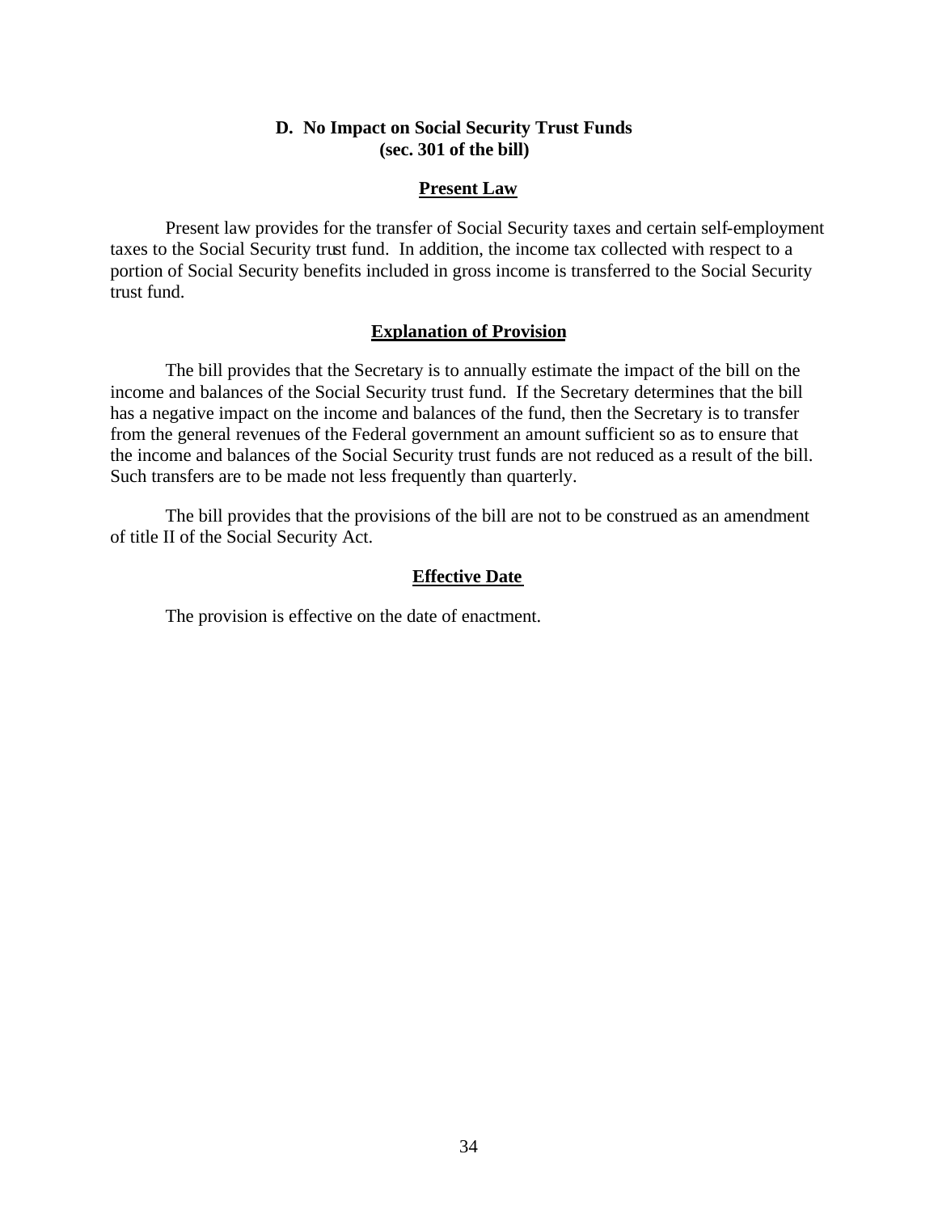### D. No Impact on Social Security Trust Funds (sec. 301 of the bill)

**Present Law**

Present law provides for the transfer of Social Security taxes and certain self-employment taxes to the Social Security trust fund. In addition, the income tax collected with respect to a portion of Social Security benefits included in gross income is transferred to the Social Security trust fund.

**Explanation of Provision**

The bill provides that the Secretary is to annually estimate the impact of the bill on the income and balances of the Social Security trust fund. If the Secretary determines that the bill has a negative impact on the income and balances of the fund, then the Secretary is to transfer from the general revenues of the Federal government an amount sufficient so as to ensure that the income and balances of the Social Security trust funds are not reduced as a result of the bill. Such transfers are to be made not less frequently than quarterly.

The bill provides that the provisions of the bill are not to be construed as an amendment of title II of the Social Security Act.

**Effective Date**

The provision is effective on the date of enactment.